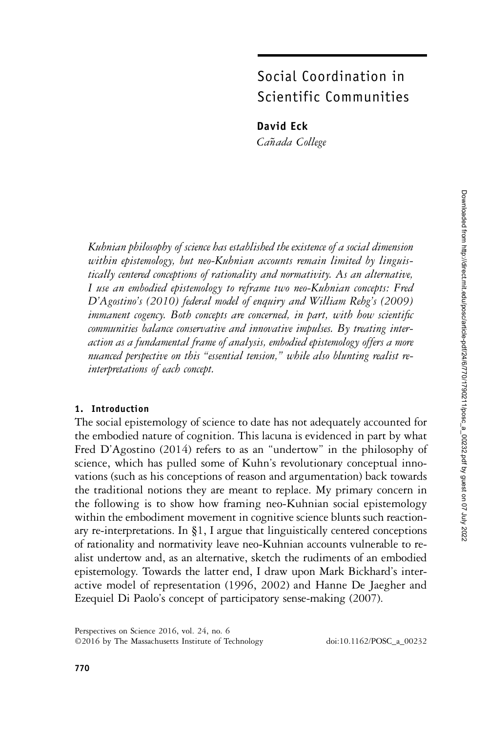# Social Coordination in Scientific Communities

**David Eck**
*Cañada College*

*Kuhnian philosophy of science has established the existence of a social dimension within epistemology, but neo-Kuhnian accounts remain limited by linguistically centered conceptions of rationality and normativity. As an alternative, I use an embodied epistemology to reframe two neo-Kuhnian concepts: Fred D'Agostino's (2010) federal model of enquiry and William Rehg's (2009) immanent cogency. Both concepts are concerned, in part, with how scientific communities balance conservative and innovative impulses. By treating interaction as a fundamental frame of analysis, embodied epistemology offers a more nuanced perspective on this "essential tension," while also blunting realist re-interpretations of each concept.*

## 1. Introduction

The social epistemology of science to date has not adequately accounted for the embodied nature of cognition. This lacuna is evidenced in part by what Fred D'Agostino (2014) refers to as an "undertow" in the philosophy of science, which has pulled some of Kuhn's revolutionary conceptual innovations (such as his conceptions of reason and argumentation) back towards the traditional notions they are meant to replace. My primary concern in the following is to show how framing neo-Kuhnian social epistemology within the embodiment movement in cognitive science blunts such reactionary re-interpretations. In §1, I argue that linguistically centered conceptions of rationality and normativity leave neo-Kuhnian accounts vulnerable to realist undertow and, as an alternative, sketch the rudiments of an embodied epistemology. Towards the latter end, I draw upon Mark Bickhard's interactive model of representation (1996, 2002) and Hanne De Jaegher and Ezequiel Di Paolo's concept of participatory sense-making (2007).

Perspectives on Science 2016, vol. 24, no. 6
©2016 by The Massachusetts Institute of Technology doi:10.1162/POSC_a_00232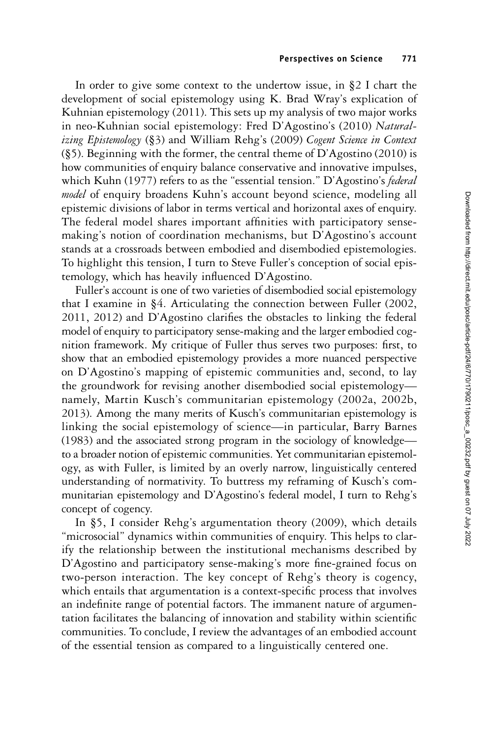In order to give some context to the undertow issue, in §2 I chart the development of social epistemology using K. Brad Wray's explication of Kuhnian epistemology (2011). This sets up my analysis of two major works in neo-Kuhnian social epistemology: Fred D'Agostino's (2010) *Naturalizing Epistemology* (§3) and William Rehg's (2009) *Cogent Science in Context* (§5). Beginning with the former, the central theme of D'Agostino (2010) is how communities of enquiry balance conservative and innovative impulses, which Kuhn (1977) refers to as the "essential tension." D'Agostino's *federal model* of enquiry broadens Kuhn's account beyond science, modeling all epistemic divisions of labor in terms vertical and horizontal axes of enquiry. The federal model shares important affinities with participatory sense-making's notion of coordination mechanisms, but D'Agostino's account stands at a crossroads between embodied and disembodied epistemologies. To highlight this tension, I turn to Steve Fuller's conception of social epistemology, which has heavily influenced D'Agostino.

Fuller's account is one of two varieties of disembodied social epistemology that I examine in §4. Articulating the connection between Fuller (2002, 2011, 2012) and D'Agostino clarifies the obstacles to linking the federal model of enquiry to participatory sense-making and the larger embodied cognition framework. My critique of Fuller thus serves two purposes: first, to show that an embodied epistemology provides a more nuanced perspective on D'Agostino's mapping of epistemic communities and, second, to lay the groundwork for revising another disembodied social epistemology—namely, Martin Kusch's communitarian epistemology (2002a, 2002b, 2013). Among the many merits of Kusch's communitarian epistemology is linking the social epistemology of science—in particular, Barry Barnes (1983) and the associated strong program in the sociology of knowledge—to a broader notion of epistemic communities. Yet communitarian epistemology, as with Fuller, is limited by an overly narrow, linguistically centered understanding of normativity. To buttress my reframing of Kusch's communitarian epistemology and D'Agostino's federal model, I turn to Rehg's concept of cogency.

In §5, I consider Rehg's argumentation theory (2009), which details "microsocial" dynamics within communities of enquiry. This helps to clarify the relationship between the institutional mechanisms described by D'Agostino and participatory sense-making's more fine-grained focus on two-person interaction. The key concept of Rehg's theory is cogency, which entails that argumentation is a context-specific process that involves an indefinite range of potential factors. The immanent nature of argumentation facilitates the balancing of innovation and stability within scientific communities. To conclude, I review the advantages of an embodied account of the essential tension as compared to a linguistically centered one.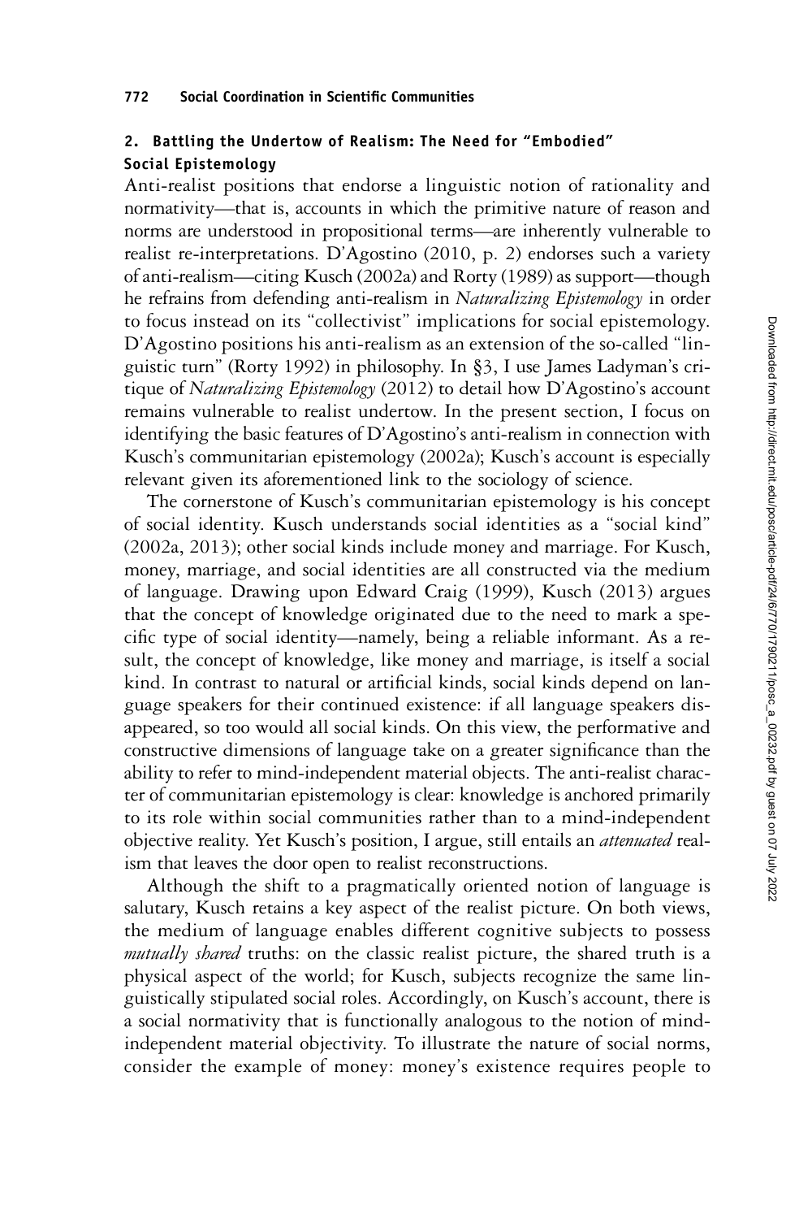## 2. Battling the Undertow of Realism: The Need for "Embodied" Social Epistemology

Anti-realist positions that endorse a linguistic notion of rationality and normativity—that is, accounts in which the primitive nature of reason and norms are understood in propositional terms—are inherently vulnerable to realist re-interpretations. D'Agostino (2010, p. 2) endorses such a variety of anti-realism—citing Kusch (2002a) and Rorty (1989) as support—though he refrains from defending anti-realism in *Naturalizing Epistemology* in order to focus instead on its "collectivist" implications for social epistemology. D'Agostino positions his anti-realism as an extension of the so-called "linguistic turn" (Rorty 1992) in philosophy. In §3, I use James Ladyman's critique of *Naturalizing Epistemology* (2012) to detail how D'Agostino's account remains vulnerable to realist undertow. In the present section, I focus on identifying the basic features of D'Agostino's anti-realism in connection with Kusch's communitarian epistemology (2002a); Kusch's account is especially relevant given its aforementioned link to the sociology of science.

The cornerstone of Kusch's communitarian epistemology is his concept of social identity. Kusch understands social identities as a "social kind" (2002a, 2013); other social kinds include money and marriage. For Kusch, money, marriage, and social identities are all constructed via the medium of language. Drawing upon Edward Craig (1999), Kusch (2013) argues that the concept of knowledge originated due to the need to mark a specific type of social identity—namely, being a reliable informant. As a result, the concept of knowledge, like money and marriage, is itself a social kind. In contrast to natural or artificial kinds, social kinds depend on language speakers for their continued existence: if all language speakers disappeared, so too would all social kinds. On this view, the performative and constructive dimensions of language take on a greater significance than the ability to refer to mind-independent material objects. The anti-realist character of communitarian epistemology is clear: knowledge is anchored primarily to its role within social communities rather than to a mind-independent objective reality. Yet Kusch's position, I argue, still entails an *attenuated* realism that leaves the door open to realist reconstructions.

Although the shift to a pragmatically oriented notion of language is salutary, Kusch retains a key aspect of the realist picture. On both views, the medium of language enables different cognitive subjects to possess *mutually shared* truths: on the classic realist picture, the shared truth is a physical aspect of the world; for Kusch, subjects recognize the same linguistically stipulated social roles. Accordingly, on Kusch's account, there is a social normativity that is functionally analogous to the notion of mind-independent material objectivity. To illustrate the nature of social norms, consider the example of money: money's existence requires people to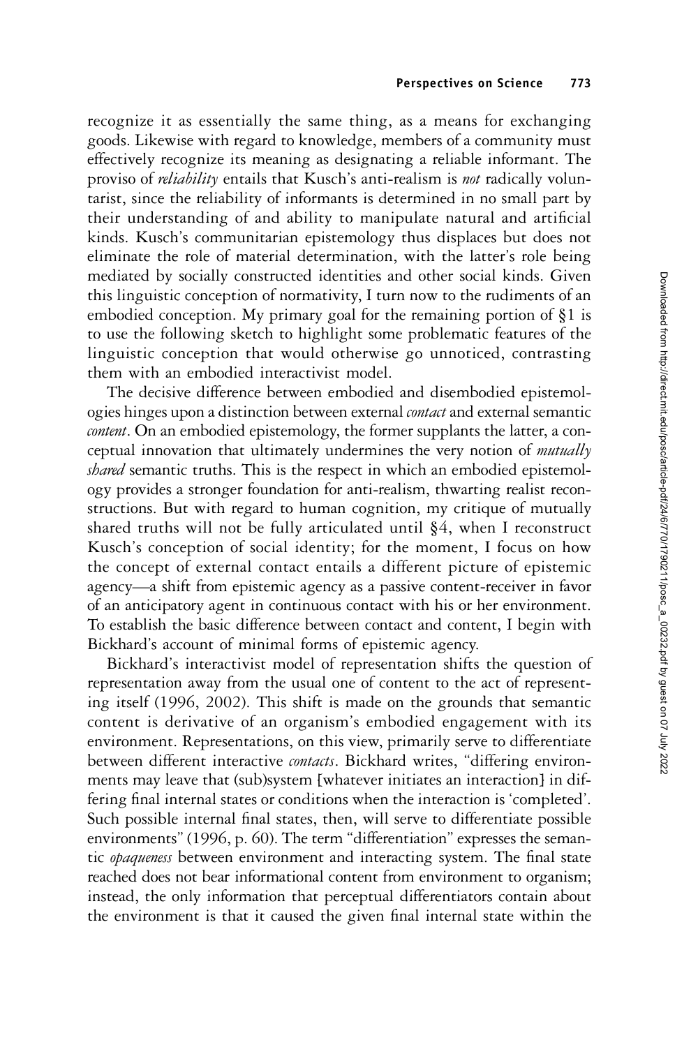recognize it as essentially the same thing, as a means for exchanging goods. Likewise with regard to knowledge, members of a community must effectively recognize its meaning as designating a reliable informant. The proviso of *reliability* entails that Kusch's anti-realism is *not* radically voluntarist, since the reliability of informants is determined in no small part by their understanding of and ability to manipulate natural and artificial kinds. Kusch's communitarian epistemology thus displaces but does not eliminate the role of material determination, with the latter's role being mediated by socially constructed identities and other social kinds. Given this linguistic conception of normativity, I turn now to the rudiments of an embodied conception. My primary goal for the remaining portion of §1 is to use the following sketch to highlight some problematic features of the linguistic conception that would otherwise go unnoticed, contrasting them with an embodied interactivist model.

The decisive difference between embodied and disembodied epistemologies hinges upon a distinction between external *contact* and external semantic *content*. On an embodied epistemology, the former supplants the latter, a conceptual innovation that ultimately undermines the very notion of *mutually shared* semantic truths. This is the respect in which an embodied epistemology provides a stronger foundation for anti-realism, thwarting realist reconstructions. But with regard to human cognition, my critique of mutually shared truths will not be fully articulated until §4, when I reconstruct Kusch's conception of social identity; for the moment, I focus on how the concept of external contact entails a different picture of epistemic agency—a shift from epistemic agency as a passive content-receiver in favor of an anticipatory agent in continuous contact with his or her environment. To establish the basic difference between contact and content, I begin with Bickhard's account of minimal forms of epistemic agency.

Bickhard's interactivist model of representation shifts the question of representation away from the usual one of content to the act of representing itself (1996, 2002). This shift is made on the grounds that semantic content is derivative of an organism's embodied engagement with its environment. Representations, on this view, primarily serve to differentiate between different interactive *contacts*. Bickhard writes, "differing environments may leave that (sub)system [whatever initiates an interaction] in differing final internal states or conditions when the interaction is 'completed'. Such possible internal final states, then, will serve to differentiate possible environments" (1996, p. 60). The term "differentiation" expresses the semantic *opaqueness* between environment and interacting system. The final state reached does not bear informational content from environment to organism; instead, the only information that perceptual differentiators contain about the environment is that it caused the given final internal state within the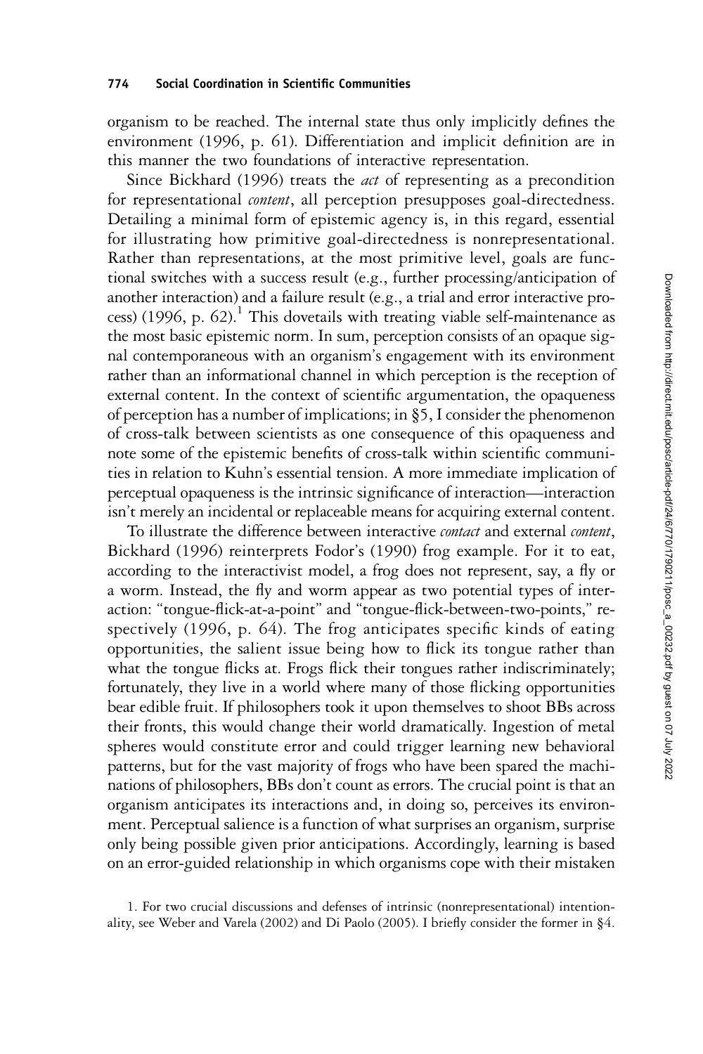organism to be reached. The internal state thus only implicitly defines the environment (1996, p. 61). Differentiation and implicit definition are in this manner the two foundations of interactive representation.

Since Bickhard (1996) treats the *act* of representing as a precondition for representational *content*, all perception presupposes goal-directedness. Detailing a minimal form of epistemic agency is, in this regard, essential for illustrating how primitive goal-directedness is nonrepresentational. Rather than representations, at the most primitive level, goals are functional switches with a success result (e.g., further processing/anticipation of another interaction) and a failure result (e.g., a trial and error interactive process) (1996, p. 62).[1] This dovetails with treating viable self-maintenance as the most basic epistemic norm. In sum, perception consists of an opaque signal contemporaneous with an organism's engagement with its environment rather than an informational channel in which perception is the reception of external content. In the context of scientific argumentation, the opaqueness of perception has a number of implications; in §5, I consider the phenomenon of cross-talk between scientists as one consequence of this opaqueness and note some of the epistemic benefits of cross-talk within scientific communities in relation to Kuhn's essential tension. A more immediate implication of perceptual opaqueness is the intrinsic significance of interaction—interaction isn't merely an incidental or replaceable means for acquiring external content.

To illustrate the difference between interactive *contact* and external *content*, Bickhard (1996) reinterprets Fodor's (1990) frog example. For it to eat, according to the interactivist model, a frog does not represent, say, a fly or a worm. Instead, the fly and worm appear as two potential types of interaction: "tongue-flick-at-a-point" and "tongue-flick-between-two-points," respectively (1996, p. 64). The frog anticipates specific kinds of eating opportunities, the salient issue being how to flick its tongue rather than what the tongue flicks at. Frogs flick their tongues rather indiscriminately; fortunately, they live in a world where many of those flicking opportunities bear edible fruit. If philosophers took it upon themselves to shoot BBs across their fronts, this would change their world dramatically. Ingestion of metal spheres would constitute error and could trigger learning new behavioral patterns, but for the vast majority of frogs who have been spared the machinations of philosophers, BBs don't count as errors. The crucial point is that an organism anticipates its interactions and, in doing so, perceives its environment. Perceptual salience is a function of what surprises an organism, surprise only being possible given prior anticipations. Accordingly, learning is based on an error-guided relationship in which organisms cope with their mistaken

1. For two crucial discussions and defenses of intrinsic (nonrepresentational) intentionality, see Weber and Varela (2002) and Di Paolo (2005). I briefly consider the former in §4.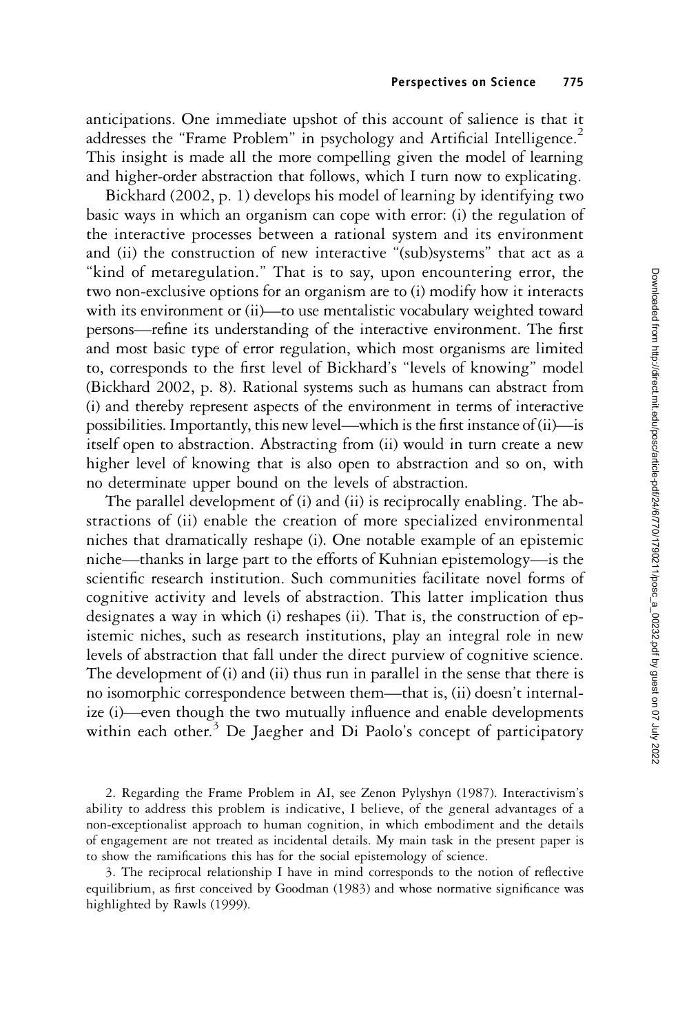anticipations. One immediate upshot of this account of salience is that it addresses the "Frame Problem" in psychology and Artificial Intelligence.[2] This insight is made all the more compelling given the model of learning and higher-order abstraction that follows, which I turn now to explicating.

Bickhard (2002, p. 1) develops his model of learning by identifying two basic ways in which an organism can cope with error: (i) the regulation of the interactive processes between a rational system and its environment and (ii) the construction of new interactive "(sub)systems" that act as a "kind of metaregulation." That is to say, upon encountering error, the two non-exclusive options for an organism are to (i) modify how it interacts with its environment or (ii)—to use mentalistic vocabulary weighted toward persons—refine its understanding of the interactive environment. The first and most basic type of error regulation, which most organisms are limited to, corresponds to the first level of Bickhard's "levels of knowing" model (Bickhard 2002, p. 8). Rational systems such as humans can abstract from (i) and thereby represent aspects of the environment in terms of interactive possibilities. Importantly, this new level—which is the first instance of (ii)—is itself open to abstraction. Abstracting from (ii) would in turn create a new higher level of knowing that is also open to abstraction and so on, with no determinate upper bound on the levels of abstraction.

The parallel development of (i) and (ii) is reciprocally enabling. The abstractions of (ii) enable the creation of more specialized environmental niches that dramatically reshape (i). One notable example of an epistemic niche—thanks in large part to the efforts of Kuhnian epistemology—is the scientific research institution. Such communities facilitate novel forms of cognitive activity and levels of abstraction. This latter implication thus designates a way in which (i) reshapes (ii). That is, the construction of epistemic niches, such as research institutions, play an integral role in new levels of abstraction that fall under the direct purview of cognitive science. The development of (i) and (ii) thus run in parallel in the sense that there is no isomorphic correspondence between them—that is, (ii) doesn't internalize (i)—even though the two mutually influence and enable developments within each other.[3] De Jaegher and Di Paolo's concept of participatory

2. Regarding the Frame Problem in AI, see Zenon Pylyshyn (1987). Interactivism's ability to address this problem is indicative, I believe, of the general advantages of a non-exceptionalist approach to human cognition, in which embodiment and the details of engagement are not treated as incidental details. My main task in the present paper is to show the ramifications this has for the social epistemology of science.

3. The reciprocal relationship I have in mind corresponds to the notion of reflective equilibrium, as first conceived by Goodman (1983) and whose normative significance was highlighted by Rawls (1999).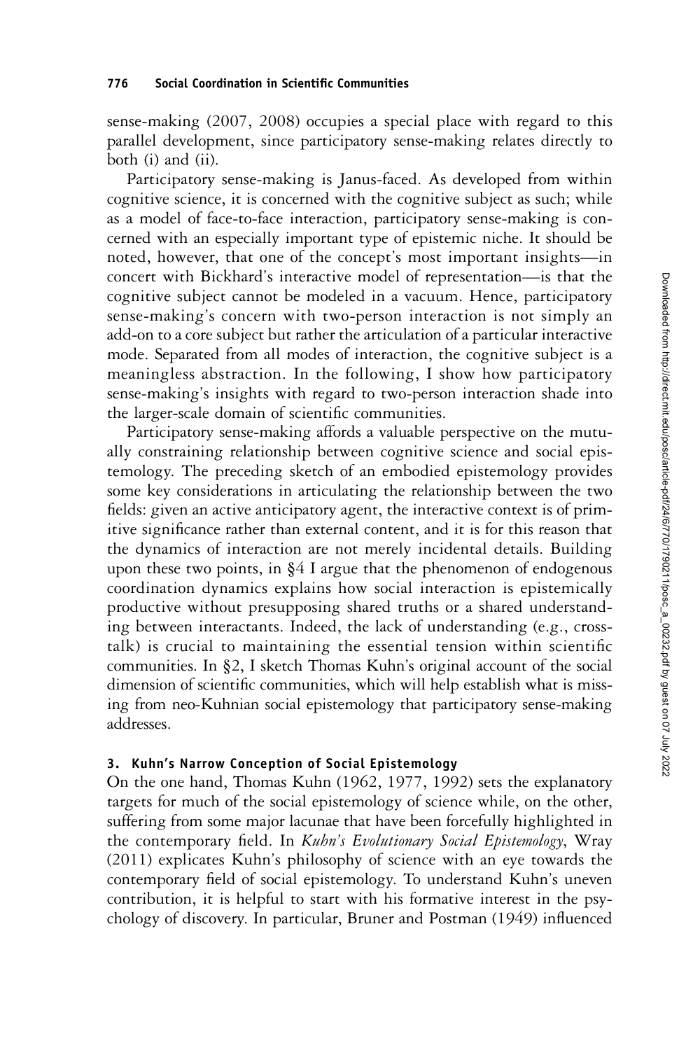sense-making (2007, 2008) occupies a special place with regard to this parallel development, since participatory sense-making relates directly to both (i) and (ii).

Participatory sense-making is Janus-faced. As developed from within cognitive science, it is concerned with the cognitive subject as such; while as a model of face-to-face interaction, participatory sense-making is concerned with an especially important type of epistemic niche. It should be noted, however, that one of the concept's most important insights—in concert with Bickhard's interactive model of representation—is that the cognitive subject cannot be modeled in a vacuum. Hence, participatory sense-making's concern with two-person interaction is not simply an add-on to a core subject but rather the articulation of a particular interactive mode. Separated from all modes of interaction, the cognitive subject is a meaningless abstraction. In the following, I show how participatory sense-making's insights with regard to two-person interaction shade into the larger-scale domain of scientific communities.

Participatory sense-making affords a valuable perspective on the mutually constraining relationship between cognitive science and social epistemology. The preceding sketch of an embodied epistemology provides some key considerations in articulating the relationship between the two fields: given an active anticipatory agent, the interactive context is of primitive significance rather than external content, and it is for this reason that the dynamics of interaction are not merely incidental details. Building upon these two points, in §4 I argue that the phenomenon of endogenous coordination dynamics explains how social interaction is epistemically productive without presupposing shared truths or a shared understanding between interactants. Indeed, the lack of understanding (e.g., cross-talk) is crucial to maintaining the essential tension within scientific communities. In §2, I sketch Thomas Kuhn's original account of the social dimension of scientific communities, which will help establish what is missing from neo-Kuhnian social epistemology that participatory sense-making addresses.

## 3. Kuhn's Narrow Conception of Social Epistemology

On the one hand, Thomas Kuhn (1962, 1977, 1992) sets the explanatory targets for much of the social epistemology of science while, on the other, suffering from some major lacunae that have been forcefully highlighted in the contemporary field. In *Kuhn's Evolutionary Social Epistemology*, Wray (2011) explicates Kuhn's philosophy of science with an eye towards the contemporary field of social epistemology. To understand Kuhn's uneven contribution, it is helpful to start with his formative interest in the psychology of discovery. In particular, Bruner and Postman (1949) influenced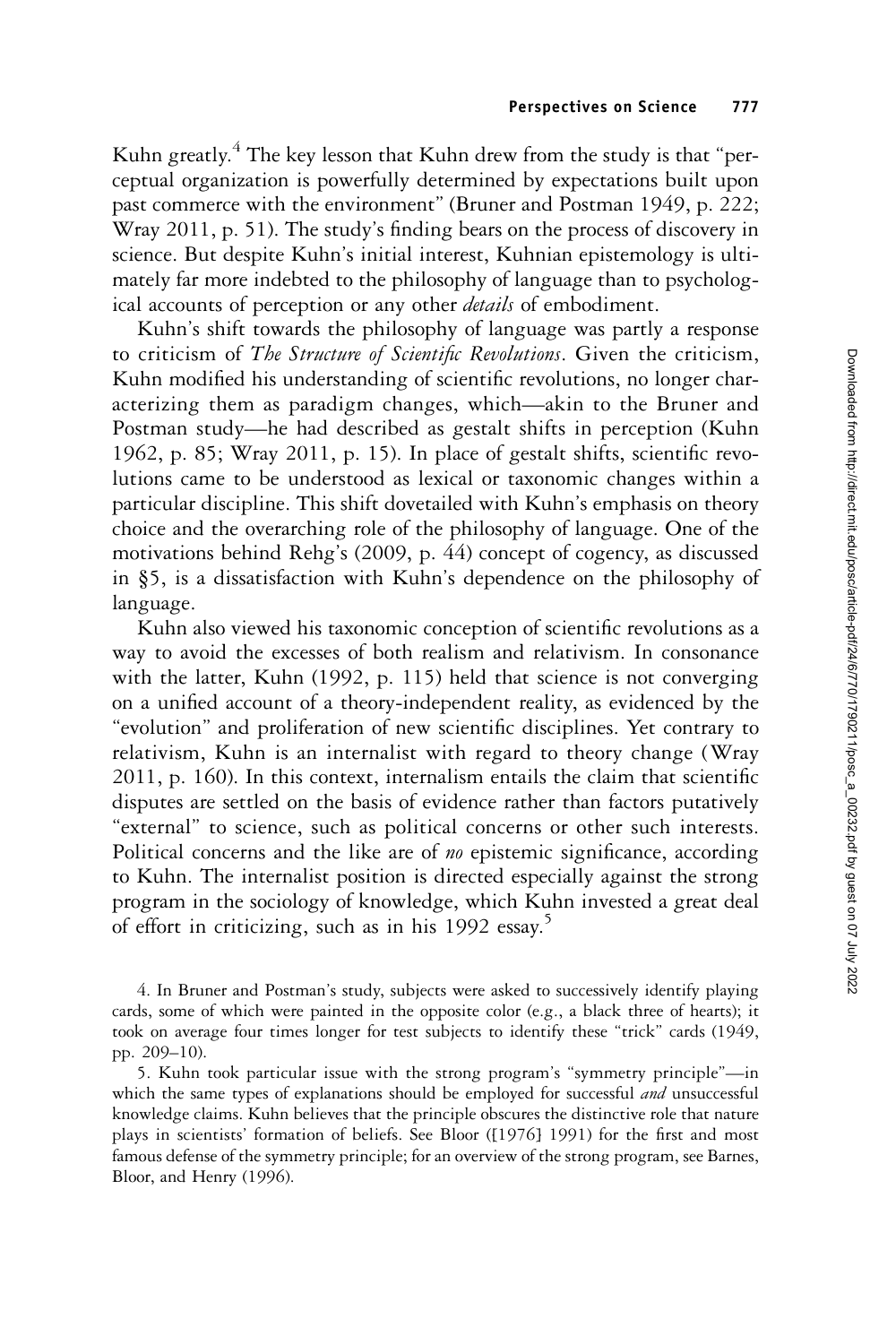Kuhn greatly.[4] The key lesson that Kuhn drew from the study is that "perceptual organization is powerfully determined by expectations built upon past commerce with the environment" (Bruner and Postman 1949, p. 222; Wray 2011, p. 51). The study's finding bears on the process of discovery in science. But despite Kuhn's initial interest, Kuhnian epistemology is ultimately far more indebted to the philosophy of language than to psychological accounts of perception or any other *details* of embodiment.

Kuhn's shift towards the philosophy of language was partly a response to criticism of *The Structure of Scientific Revolutions*. Given the criticism, Kuhn modified his understanding of scientific revolutions, no longer characterizing them as paradigm changes, which—akin to the Bruner and Postman study—he had described as gestalt shifts in perception (Kuhn 1962, p. 85; Wray 2011, p. 15). In place of gestalt shifts, scientific revolutions came to be understood as lexical or taxonomic changes within a particular discipline. This shift dovetailed with Kuhn's emphasis on theory choice and the overarching role of the philosophy of language. One of the motivations behind Rehg's (2009, p. 44) concept of cogency, as discussed in §5, is a dissatisfaction with Kuhn's dependence on the philosophy of language.

Kuhn also viewed his taxonomic conception of scientific revolutions as a way to avoid the excesses of both realism and relativism. In consonance with the latter, Kuhn (1992, p. 115) held that science is not converging on a unified account of a theory-independent reality, as evidenced by the "evolution" and proliferation of new scientific disciplines. Yet contrary to relativism, Kuhn is an internalist with regard to theory change (Wray 2011, p. 160). In this context, internalism entails the claim that scientific disputes are settled on the basis of evidence rather than factors putatively "external" to science, such as political concerns or other such interests. Political concerns and the like are of *no* epistemic significance, according to Kuhn. The internalist position is directed especially against the strong program in the sociology of knowledge, which Kuhn invested a great deal of effort in criticizing, such as in his 1992 essay.[5]

4. In Bruner and Postman's study, subjects were asked to successively identify playing cards, some of which were painted in the opposite color (e.g., a black three of hearts); it took on average four times longer for test subjects to identify these "trick" cards (1949, pp. 209–10).

5. Kuhn took particular issue with the strong program's "symmetry principle"—in which the same types of explanations should be employed for successful *and* unsuccessful knowledge claims. Kuhn believes that the principle obscures the distinctive role that nature plays in scientists' formation of beliefs. See Bloor ([1976] 1991) for the first and most famous defense of the symmetry principle; for an overview of the strong program, see Barnes, Bloor, and Henry (1996).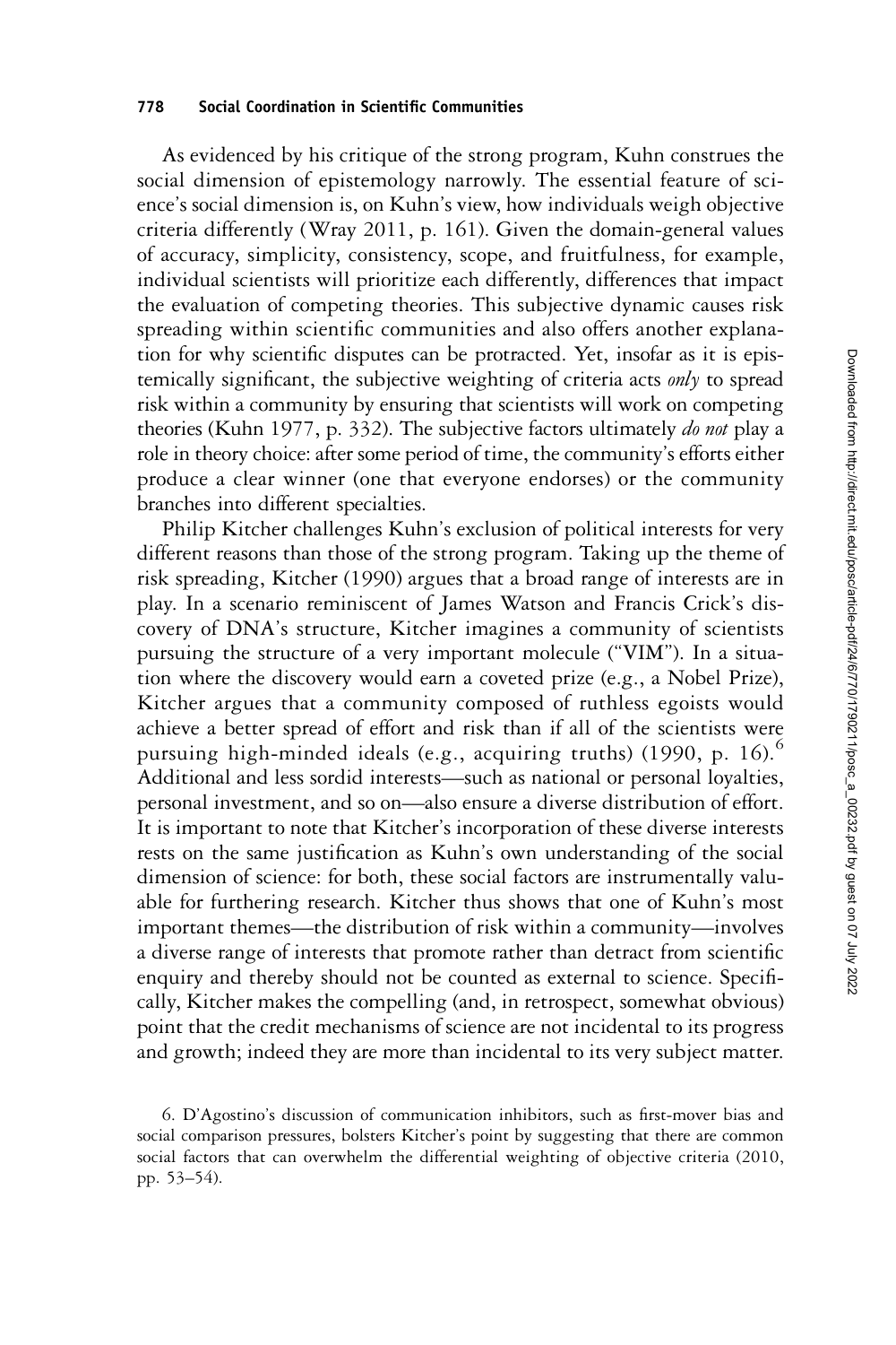As evidenced by his critique of the strong program, Kuhn construes the social dimension of epistemology narrowly. The essential feature of science's social dimension is, on Kuhn's view, how individuals weigh objective criteria differently (Wray 2011, p. 161). Given the domain-general values of accuracy, simplicity, consistency, scope, and fruitfulness, for example, individual scientists will prioritize each differently, differences that impact the evaluation of competing theories. This subjective dynamic causes risk spreading within scientific communities and also offers another explanation for why scientific disputes can be protracted. Yet, insofar as it is epistemically significant, the subjective weighting of criteria acts *only* to spread risk within a community by ensuring that scientists will work on competing theories (Kuhn 1977, p. 332). The subjective factors ultimately *do not* play a role in theory choice: after some period of time, the community's efforts either produce a clear winner (one that everyone endorses) or the community branches into different specialties.

Philip Kitcher challenges Kuhn's exclusion of political interests for very different reasons than those of the strong program. Taking up the theme of risk spreading, Kitcher (1990) argues that a broad range of interests are in play. In a scenario reminiscent of James Watson and Francis Crick's discovery of DNA's structure, Kitcher imagines a community of scientists pursuing the structure of a very important molecule ("VIM"). In a situation where the discovery would earn a coveted prize (e.g., a Nobel Prize), Kitcher argues that a community composed of ruthless egoists would achieve a better spread of effort and risk than if all of the scientists were pursuing high-minded ideals (e.g., acquiring truths) (1990, p. 16).[6] Additional and less sordid interests—such as national or personal loyalties, personal investment, and so on—also ensure a diverse distribution of effort. It is important to note that Kitcher's incorporation of these diverse interests rests on the same justification as Kuhn's own understanding of the social dimension of science: for both, these social factors are instrumentally valuable for furthering research. Kitcher thus shows that one of Kuhn's most important themes—the distribution of risk within a community—involves a diverse range of interests that promote rather than detract from scientific enquiry and thereby should not be counted as external to science. Specifically, Kitcher makes the compelling (and, in retrospect, somewhat obvious) point that the credit mechanisms of science are not incidental to its progress and growth; indeed they are more than incidental to its very subject matter.

6. D'Agostino's discussion of communication inhibitors, such as first-mover bias and social comparison pressures, bolsters Kitcher's point by suggesting that there are common social factors that can overwhelm the differential weighting of objective criteria (2010, pp. 53–54).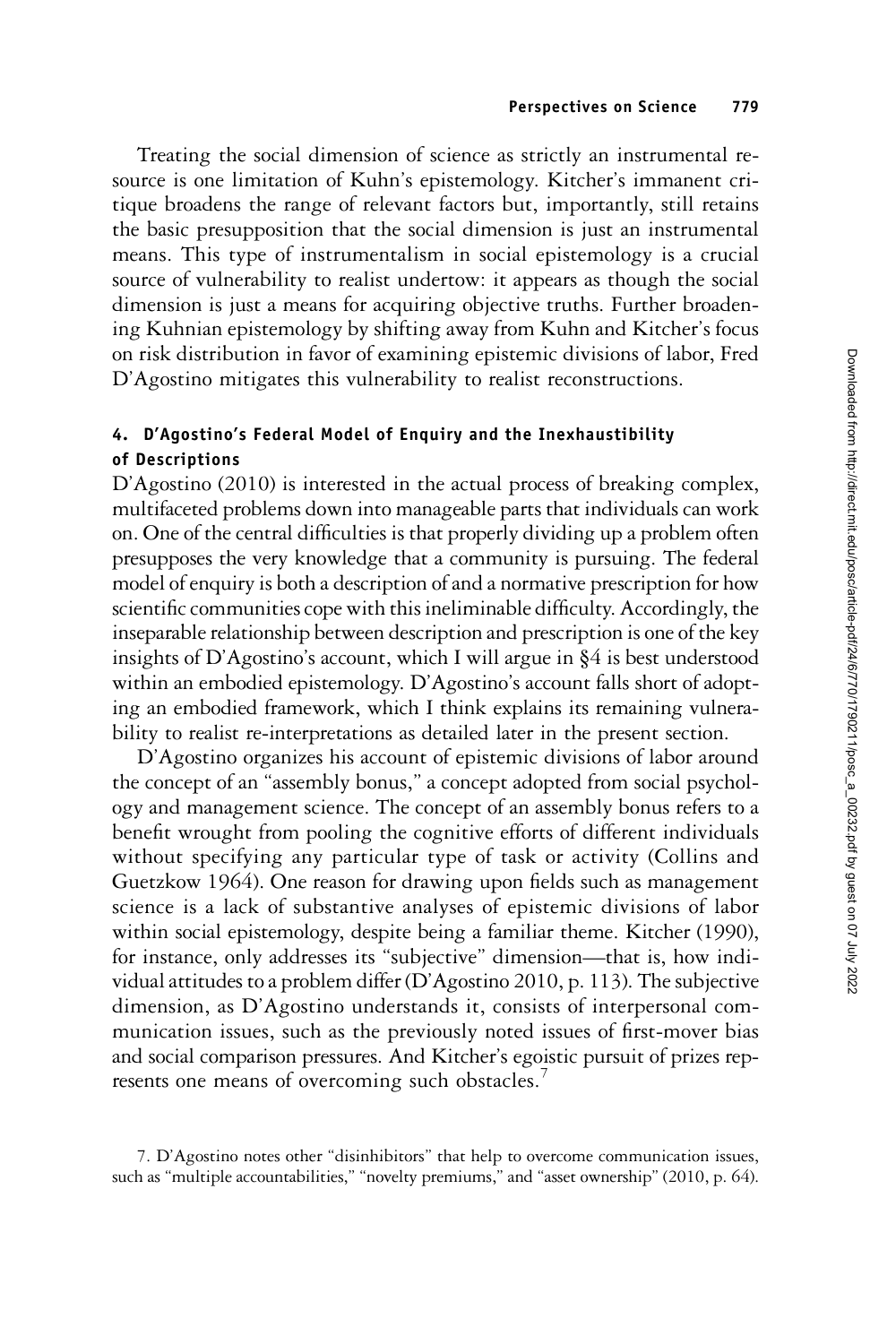Treating the social dimension of science as strictly an instrumental resource is one limitation of Kuhn's epistemology. Kitcher's immanent critique broadens the range of relevant factors but, importantly, still retains the basic presupposition that the social dimension is just an instrumental means. This type of instrumentalism in social epistemology is a crucial source of vulnerability to realist undertow: it appears as though the social dimension is just a means for acquiring objective truths. Further broadening Kuhnian epistemology by shifting away from Kuhn and Kitcher's focus on risk distribution in favor of examining epistemic divisions of labor, Fred D'Agostino mitigates this vulnerability to realist reconstructions.

## 4. D'Agostino's Federal Model of Enquiry and the Inexhaustibility of Descriptions

D'Agostino (2010) is interested in the actual process of breaking complex, multifaceted problems down into manageable parts that individuals can work on. One of the central difficulties is that properly dividing up a problem often presupposes the very knowledge that a community is pursuing. The federal model of enquiry is both a description of and a normative prescription for how scientific communities cope with this ineliminable difficulty. Accordingly, the inseparable relationship between description and prescription is one of the key insights of D'Agostino's account, which I will argue in §4 is best understood within an embodied epistemology. D'Agostino's account falls short of adopting an embodied framework, which I think explains its remaining vulnerability to realist re-interpretations as detailed later in the present section.

D'Agostino organizes his account of epistemic divisions of labor around the concept of an "assembly bonus," a concept adopted from social psychology and management science. The concept of an assembly bonus refers to a benefit wrought from pooling the cognitive efforts of different individuals without specifying any particular type of task or activity (Collins and Guetzkow 1964). One reason for drawing upon fields such as management science is a lack of substantive analyses of epistemic divisions of labor within social epistemology, despite being a familiar theme. Kitcher (1990), for instance, only addresses its "subjective" dimension—that is, how individual attitudes to a problem differ (D'Agostino 2010, p. 113). The subjective dimension, as D'Agostino understands it, consists of interpersonal communication issues, such as the previously noted issues of first-mover bias and social comparison pressures. And Kitcher's egoistic pursuit of prizes represents one means of overcoming such obstacles.[7]

7. D'Agostino notes other "disinhibitors" that help to overcome communication issues, such as "multiple accountabilities," "novelty premiums," and "asset ownership" (2010, p. 64).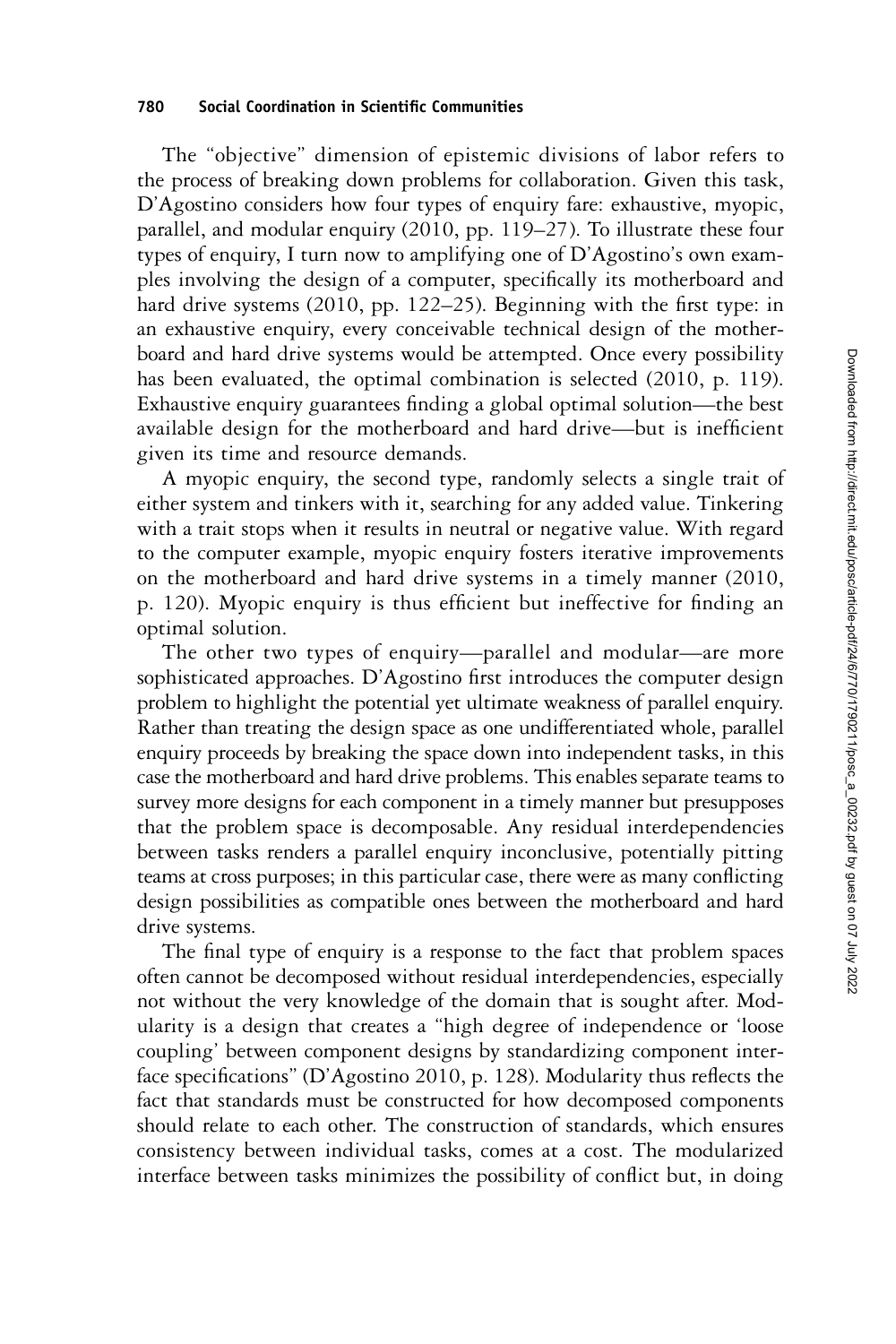The "objective" dimension of epistemic divisions of labor refers to the process of breaking down problems for collaboration. Given this task, D'Agostino considers how four types of enquiry fare: exhaustive, myopic, parallel, and modular enquiry (2010, pp. 119–27). To illustrate these four types of enquiry, I turn now to amplifying one of D'Agostino's own examples involving the design of a computer, specifically its motherboard and hard drive systems (2010, pp. 122–25). Beginning with the first type: in an exhaustive enquiry, every conceivable technical design of the motherboard and hard drive systems would be attempted. Once every possibility has been evaluated, the optimal combination is selected (2010, p. 119). Exhaustive enquiry guarantees finding a global optimal solution—the best available design for the motherboard and hard drive—but is inefficient given its time and resource demands.

A myopic enquiry, the second type, randomly selects a single trait of either system and tinkers with it, searching for any added value. Tinkering with a trait stops when it results in neutral or negative value. With regard to the computer example, myopic enquiry fosters iterative improvements on the motherboard and hard drive systems in a timely manner (2010, p. 120). Myopic enquiry is thus efficient but ineffective for finding an optimal solution.

The other two types of enquiry—parallel and modular—are more sophisticated approaches. D'Agostino first introduces the computer design problem to highlight the potential yet ultimate weakness of parallel enquiry. Rather than treating the design space as one undifferentiated whole, parallel enquiry proceeds by breaking the space down into independent tasks, in this case the motherboard and hard drive problems. This enables separate teams to survey more designs for each component in a timely manner but presupposes that the problem space is decomposable. Any residual interdependencies between tasks renders a parallel enquiry inconclusive, potentially pitting teams at cross purposes; in this particular case, there were as many conflicting design possibilities as compatible ones between the motherboard and hard drive systems.

The final type of enquiry is a response to the fact that problem spaces often cannot be decomposed without residual interdependencies, especially not without the very knowledge of the domain that is sought after. Modularity is a design that creates a "high degree of independence or 'loose coupling' between component designs by standardizing component interface specifications" (D'Agostino 2010, p. 128). Modularity thus reflects the fact that standards must be constructed for how decomposed components should relate to each other. The construction of standards, which ensures consistency between individual tasks, comes at a cost. The modularized interface between tasks minimizes the possibility of conflict but, in doing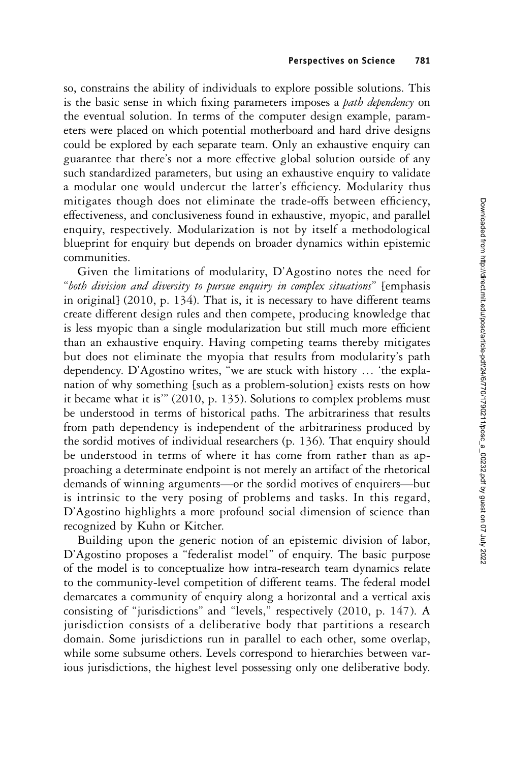so, constrains the ability of individuals to explore possible solutions. This is the basic sense in which fixing parameters imposes a *path dependency* on the eventual solution. In terms of the computer design example, parameters were placed on which potential motherboard and hard drive designs could be explored by each separate team. Only an exhaustive enquiry can guarantee that there's not a more effective global solution outside of any such standardized parameters, but using an exhaustive enquiry to validate a modular one would undercut the latter's efficiency. Modularity thus mitigates though does not eliminate the trade-offs between efficiency, effectiveness, and conclusiveness found in exhaustive, myopic, and parallel enquiry, respectively. Modularization is not by itself a methodological blueprint for enquiry but depends on broader dynamics within epistemic communities.

Given the limitations of modularity, D'Agostino notes the need for "*both division and diversity to pursue enquiry in complex situations*" [emphasis in original] (2010, p. 134). That is, it is necessary to have different teams create different design rules and then compete, producing knowledge that is less myopic than a single modularization but still much more efficient than an exhaustive enquiry. Having competing teams thereby mitigates but does not eliminate the myopia that results from modularity's path dependency. D'Agostino writes, "we are stuck with history … 'the explanation of why something [such as a problem-solution] exists rests on how it became what it is'" (2010, p. 135). Solutions to complex problems must be understood in terms of historical paths. The arbitrariness that results from path dependency is independent of the arbitrariness produced by the sordid motives of individual researchers (p. 136). That enquiry should be understood in terms of where it has come from rather than as approaching a determinate endpoint is not merely an artifact of the rhetorical demands of winning arguments—or the sordid motives of enquirers—but is intrinsic to the very posing of problems and tasks. In this regard, D'Agostino highlights a more profound social dimension of science than recognized by Kuhn or Kitcher.

Building upon the generic notion of an epistemic division of labor, D'Agostino proposes a "federalist model" of enquiry. The basic purpose of the model is to conceptualize how intra-research team dynamics relate to the community-level competition of different teams. The federal model demarcates a community of enquiry along a horizontal and a vertical axis consisting of "jurisdictions" and "levels," respectively (2010, p. 147). A jurisdiction consists of a deliberative body that partitions a research domain. Some jurisdictions run in parallel to each other, some overlap, while some subsume others. Levels correspond to hierarchies between various jurisdictions, the highest level possessing only one deliberative body.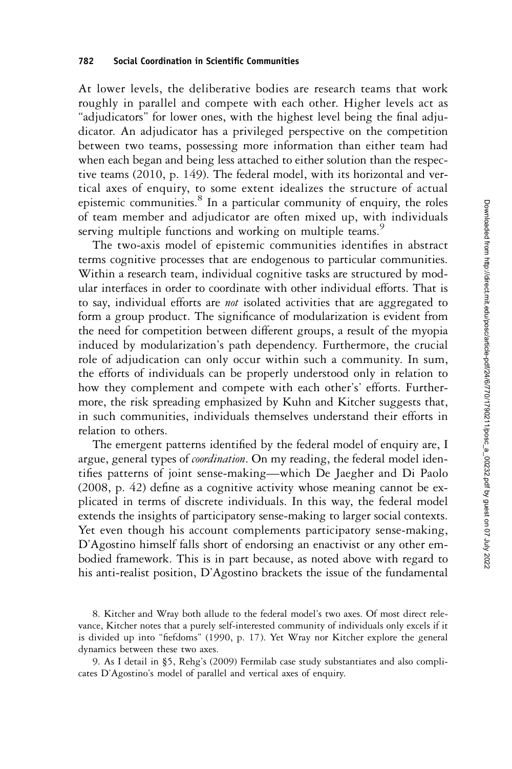At lower levels, the deliberative bodies are research teams that work roughly in parallel and compete with each other. Higher levels act as "adjudicators" for lower ones, with the highest level being the final adjudicator. An adjudicator has a privileged perspective on the competition between two teams, possessing more information than either team had when each began and being less attached to either solution than the respective teams (2010, p. 149). The federal model, with its horizontal and vertical axes of enquiry, to some extent idealizes the structure of actual epistemic communities.[8] In a particular community of enquiry, the roles of team member and adjudicator are often mixed up, with individuals serving multiple functions and working on multiple teams.[9]

The two-axis model of epistemic communities identifies in abstract terms cognitive processes that are endogenous to particular communities. Within a research team, individual cognitive tasks are structured by modular interfaces in order to coordinate with other individual efforts. That is to say, individual efforts are *not* isolated activities that are aggregated to form a group product. The significance of modularization is evident from the need for competition between different groups, a result of the myopia induced by modularization's path dependency. Furthermore, the crucial role of adjudication can only occur within such a community. In sum, the efforts of individuals can be properly understood only in relation to how they complement and compete with each other's' efforts. Furthermore, the risk spreading emphasized by Kuhn and Kitcher suggests that, in such communities, individuals themselves understand their efforts in relation to others.

The emergent patterns identified by the federal model of enquiry are, I argue, general types of *coordination*. On my reading, the federal model identifies patterns of joint sense-making—which De Jaegher and Di Paolo (2008, p. 42) define as a cognitive activity whose meaning cannot be explicated in terms of discrete individuals. In this way, the federal model extends the insights of participatory sense-making to larger social contexts. Yet even though his account complements participatory sense-making, D'Agostino himself falls short of endorsing an enactivist or any other embodied framework. This is in part because, as noted above with regard to his anti-realist position, D'Agostino brackets the issue of the fundamental

8. Kitcher and Wray both allude to the federal model's two axes. Of most direct relevance, Kitcher notes that a purely self-interested community of individuals only excels if it is divided up into "fiefdoms" (1990, p. 17). Yet Wray nor Kitcher explore the general dynamics between these two axes.

9. As I detail in §5, Rehg's (2009) Fermilab case study substantiates and also complicates D'Agostino's model of parallel and vertical axes of enquiry.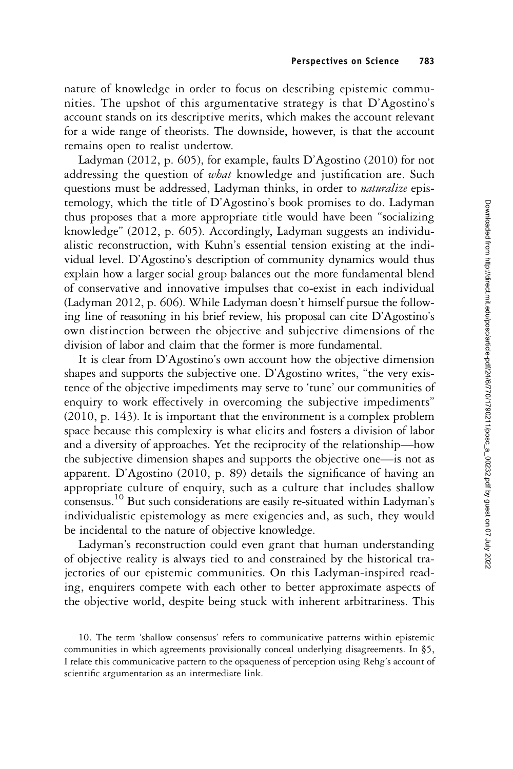nature of knowledge in order to focus on describing epistemic communities. The upshot of this argumentative strategy is that D'Agostino's account stands on its descriptive merits, which makes the account relevant for a wide range of theorists. The downside, however, is that the account remains open to realist undertow.

Ladyman (2012, p. 605), for example, faults D'Agostino (2010) for not addressing the question of *what* knowledge and justification are. Such questions must be addressed, Ladyman thinks, in order to *naturalize* epistemology, which the title of D'Agostino's book promises to do. Ladyman thus proposes that a more appropriate title would have been "socializing knowledge" (2012, p. 605). Accordingly, Ladyman suggests an individualistic reconstruction, with Kuhn's essential tension existing at the individual level. D'Agostino's description of community dynamics would thus explain how a larger social group balances out the more fundamental blend of conservative and innovative impulses that co-exist in each individual (Ladyman 2012, p. 606). While Ladyman doesn't himself pursue the following line of reasoning in his brief review, his proposal can cite D'Agostino's own distinction between the objective and subjective dimensions of the division of labor and claim that the former is more fundamental.

It is clear from D'Agostino's own account how the objective dimension shapes and supports the subjective one. D'Agostino writes, "the very existence of the objective impediments may serve to 'tune' our communities of enquiry to work effectively in overcoming the subjective impediments" (2010, p. 143). It is important that the environment is a complex problem space because this complexity is what elicits and fosters a division of labor and a diversity of approaches. Yet the reciprocity of the relationship—how the subjective dimension shapes and supports the objective one—is not as apparent. D'Agostino (2010, p. 89) details the significance of having an appropriate culture of enquiry, such as a culture that includes shallow consensus.[10] But such considerations are easily re-situated within Ladyman's individualistic epistemology as mere exigencies and, as such, they would be incidental to the nature of objective knowledge.

Ladyman's reconstruction could even grant that human understanding of objective reality is always tied to and constrained by the historical trajectories of our epistemic communities. On this Ladyman-inspired reading, enquirers compete with each other to better approximate aspects of the objective world, despite being stuck with inherent arbitrariness. This

10. The term 'shallow consensus' refers to communicative patterns within epistemic communities in which agreements provisionally conceal underlying disagreements. In §5, I relate this communicative pattern to the opaqueness of perception using Rehg's account of scientific argumentation as an intermediate link.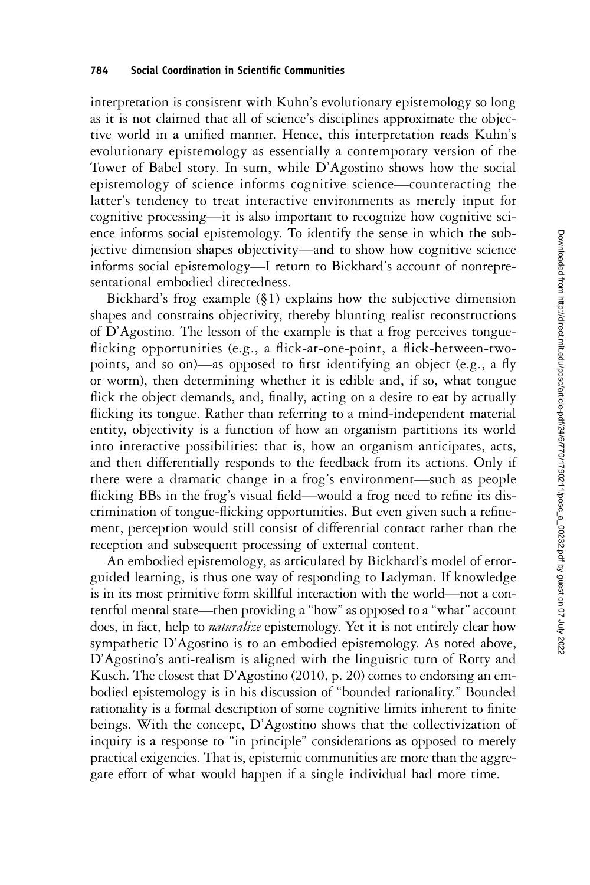interpretation is consistent with Kuhn's evolutionary epistemology so long as it is not claimed that all of science's disciplines approximate the objective world in a unified manner. Hence, this interpretation reads Kuhn's evolutionary epistemology as essentially a contemporary version of the Tower of Babel story. In sum, while D'Agostino shows how the social epistemology of science informs cognitive science—counteracting the latter's tendency to treat interactive environments as merely input for cognitive processing—it is also important to recognize how cognitive science informs social epistemology. To identify the sense in which the subjective dimension shapes objectivity—and to show how cognitive science informs social epistemology—I return to Bickhard's account of nonrepresentational embodied directedness.

Bickhard's frog example (§1) explains how the subjective dimension shapes and constrains objectivity, thereby blunting realist reconstructions of D'Agostino. The lesson of the example is that a frog perceives tongue-flicking opportunities (e.g., a flick-at-one-point, a flick-between-two-points, and so on)—as opposed to first identifying an object (e.g., a fly or worm), then determining whether it is edible and, if so, what tongue flick the object demands, and, finally, acting on a desire to eat by actually flicking its tongue. Rather than referring to a mind-independent material entity, objectivity is a function of how an organism partitions its world into interactive possibilities: that is, how an organism anticipates, acts, and then differentially responds to the feedback from its actions. Only if there were a dramatic change in a frog's environment—such as people flicking BBs in the frog's visual field—would a frog need to refine its discrimination of tongue-flicking opportunities. But even given such a refinement, perception would still consist of differential contact rather than the reception and subsequent processing of external content.

An embodied epistemology, as articulated by Bickhard's model of error-guided learning, is thus one way of responding to Ladyman. If knowledge is in its most primitive form skillful interaction with the world—not a contentful mental state—then providing a "how" as opposed to a "what" account does, in fact, help to *naturalize* epistemology. Yet it is not entirely clear how sympathetic D'Agostino is to an embodied epistemology. As noted above, D'Agostino's anti-realism is aligned with the linguistic turn of Rorty and Kusch. The closest that D'Agostino (2010, p. 20) comes to endorsing an embodied epistemology is in his discussion of "bounded rationality." Bounded rationality is a formal description of some cognitive limits inherent to finite beings. With the concept, D'Agostino shows that the collectivization of inquiry is a response to "in principle" considerations as opposed to merely practical exigencies. That is, epistemic communities are more than the aggregate effort of what would happen if a single individual had more time.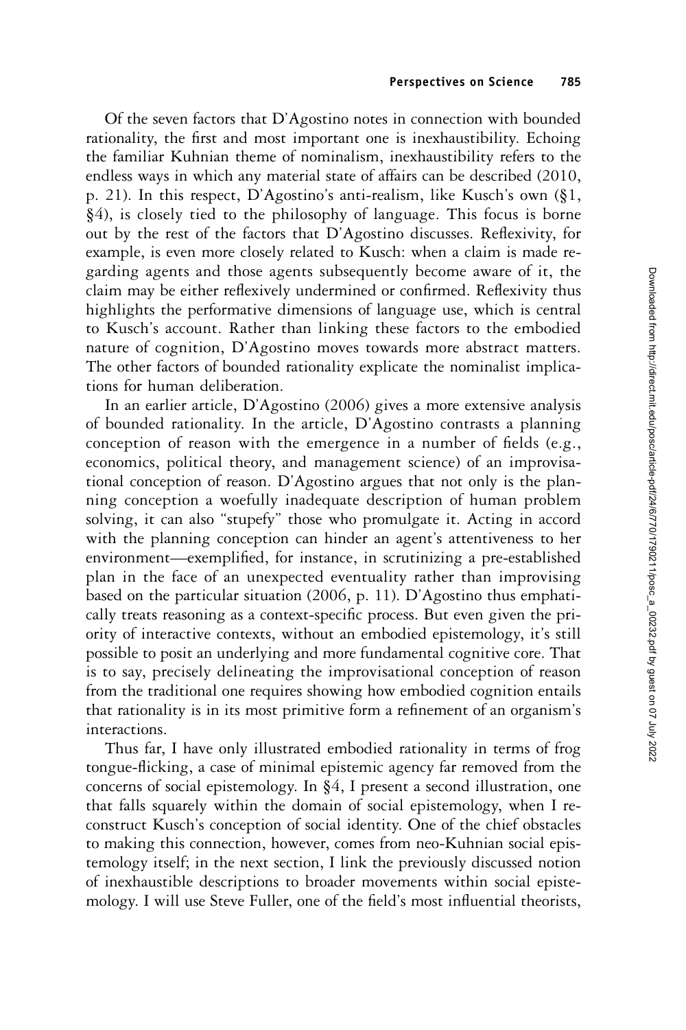Of the seven factors that D'Agostino notes in connection with bounded rationality, the first and most important one is inexhaustibility. Echoing the familiar Kuhnian theme of nominalism, inexhaustibility refers to the endless ways in which any material state of affairs can be described (2010, p. 21). In this respect, D'Agostino's anti-realism, like Kusch's own (§1, §4), is closely tied to the philosophy of language. This focus is borne out by the rest of the factors that D'Agostino discusses. Reflexivity, for example, is even more closely related to Kusch: when a claim is made regarding agents and those agents subsequently become aware of it, the claim may be either reflexively undermined or confirmed. Reflexivity thus highlights the performative dimensions of language use, which is central to Kusch's account. Rather than linking these factors to the embodied nature of cognition, D'Agostino moves towards more abstract matters. The other factors of bounded rationality explicate the nominalist implications for human deliberation.

In an earlier article, D'Agostino (2006) gives a more extensive analysis of bounded rationality. In the article, D'Agostino contrasts a planning conception of reason with the emergence in a number of fields (e.g., economics, political theory, and management science) of an improvisational conception of reason. D'Agostino argues that not only is the planning conception a woefully inadequate description of human problem solving, it can also "stupefy" those who promulgate it. Acting in accord with the planning conception can hinder an agent's attentiveness to her environment—exemplified, for instance, in scrutinizing a pre-established plan in the face of an unexpected eventuality rather than improvising based on the particular situation (2006, p. 11). D'Agostino thus emphatically treats reasoning as a context-specific process. But even given the priority of interactive contexts, without an embodied epistemology, it's still possible to posit an underlying and more fundamental cognitive core. That is to say, precisely delineating the improvisational conception of reason from the traditional one requires showing how embodied cognition entails that rationality is in its most primitive form a refinement of an organism's interactions.

Thus far, I have only illustrated embodied rationality in terms of frog tongue-flicking, a case of minimal epistemic agency far removed from the concerns of social epistemology. In §4, I present a second illustration, one that falls squarely within the domain of social epistemology, when I reconstruct Kusch's conception of social identity. One of the chief obstacles to making this connection, however, comes from neo-Kuhnian social epistemology itself; in the next section, I link the previously discussed notion of inexhaustible descriptions to broader movements within social epistemology. I will use Steve Fuller, one of the field's most influential theorists,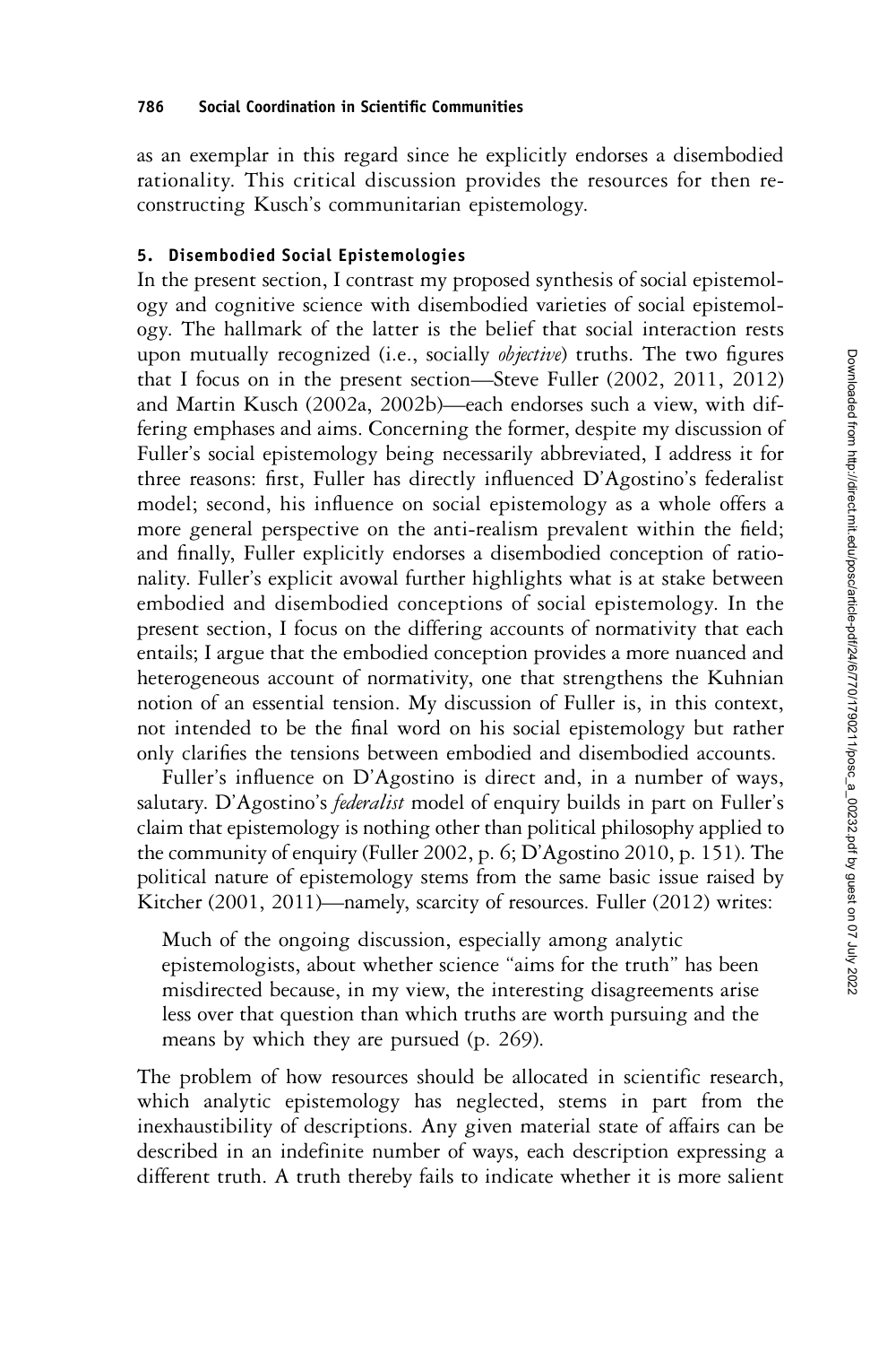as an exemplar in this regard since he explicitly endorses a disembodied rationality. This critical discussion provides the resources for then reconstructing Kusch's communitarian epistemology.

## 5. Disembodied Social Epistemologies

In the present section, I contrast my proposed synthesis of social epistemology and cognitive science with disembodied varieties of social epistemology. The hallmark of the latter is the belief that social interaction rests upon mutually recognized (i.e., socially *objective*) truths. The two figures that I focus on in the present section—Steve Fuller (2002, 2011, 2012) and Martin Kusch (2002a, 2002b)—each endorses such a view, with differing emphases and aims. Concerning the former, despite my discussion of Fuller's social epistemology being necessarily abbreviated, I address it for three reasons: first, Fuller has directly influenced D'Agostino's federalist model; second, his influence on social epistemology as a whole offers a more general perspective on the anti-realism prevalent within the field; and finally, Fuller explicitly endorses a disembodied conception of rationality. Fuller's explicit avowal further highlights what is at stake between embodied and disembodied conceptions of social epistemology. In the present section, I focus on the differing accounts of normativity that each entails; I argue that the embodied conception provides a more nuanced and heterogeneous account of normativity, one that strengthens the Kuhnian notion of an essential tension. My discussion of Fuller is, in this context, not intended to be the final word on his social epistemology but rather only clarifies the tensions between embodied and disembodied accounts.

Fuller's influence on D'Agostino is direct and, in a number of ways, salutary. D'Agostino's *federalist* model of enquiry builds in part on Fuller's claim that epistemology is nothing other than political philosophy applied to the community of enquiry (Fuller 2002, p. 6; D'Agostino 2010, p. 151). The political nature of epistemology stems from the same basic issue raised by Kitcher (2001, 2011)—namely, scarcity of resources. Fuller (2012) writes:

> Much of the ongoing discussion, especially among analytic epistemologists, about whether science "aims for the truth" has been misdirected because, in my view, the interesting disagreements arise less over that question than which truths are worth pursuing and the means by which they are pursued (p. 269).

The problem of how resources should be allocated in scientific research, which analytic epistemology has neglected, stems in part from the inexhaustibility of descriptions. Any given material state of affairs can be described in an indefinite number of ways, each description expressing a different truth. A truth thereby fails to indicate whether it is more salient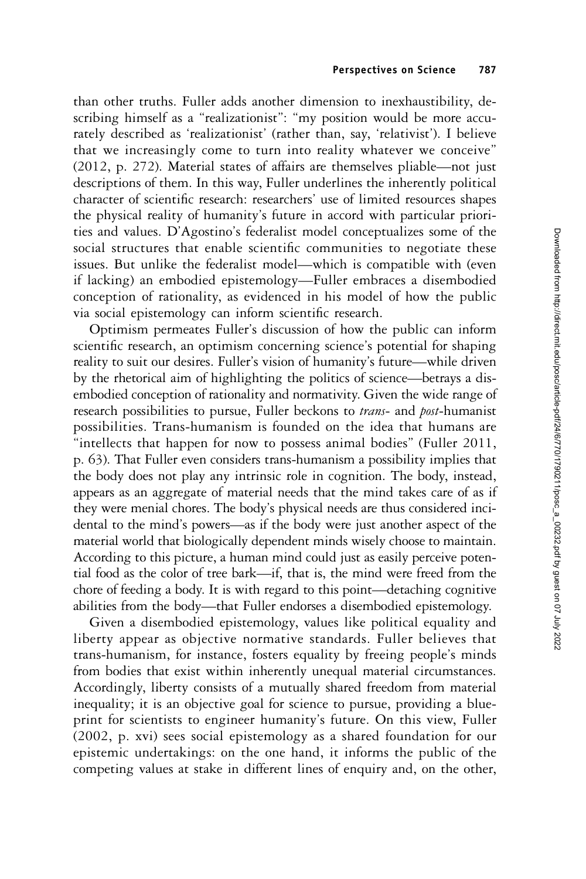than other truths. Fuller adds another dimension to inexhaustibility, describing himself as a "realizationist": "my position would be more accurately described as 'realizationist' (rather than, say, 'relativist'). I believe that we increasingly come to turn into reality whatever we conceive" (2012, p. 272). Material states of affairs are themselves pliable—not just descriptions of them. In this way, Fuller underlines the inherently political character of scientific research: researchers' use of limited resources shapes the physical reality of humanity's future in accord with particular priorities and values. D'Agostino's federalist model conceptualizes some of the social structures that enable scientific communities to negotiate these issues. But unlike the federalist model—which is compatible with (even if lacking) an embodied epistemology—Fuller embraces a disembodied conception of rationality, as evidenced in his model of how the public via social epistemology can inform scientific research.

Optimism permeates Fuller's discussion of how the public can inform scientific research, an optimism concerning science's potential for shaping reality to suit our desires. Fuller's vision of humanity's future—while driven by the rhetorical aim of highlighting the politics of science—betrays a disembodied conception of rationality and normativity. Given the wide range of research possibilities to pursue, Fuller beckons to *trans*- and *post*-humanist possibilities. Trans-humanism is founded on the idea that humans are "intellects that happen for now to possess animal bodies" (Fuller 2011, p. 63). That Fuller even considers trans-humanism a possibility implies that the body does not play any intrinsic role in cognition. The body, instead, appears as an aggregate of material needs that the mind takes care of as if they were menial chores. The body's physical needs are thus considered incidental to the mind's powers—as if the body were just another aspect of the material world that biologically dependent minds wisely choose to maintain. According to this picture, a human mind could just as easily perceive potential food as the color of tree bark—if, that is, the mind were freed from the chore of feeding a body. It is with regard to this point—detaching cognitive abilities from the body—that Fuller endorses a disembodied epistemology.

Given a disembodied epistemology, values like political equality and liberty appear as objective normative standards. Fuller believes that trans-humanism, for instance, fosters equality by freeing people's minds from bodies that exist within inherently unequal material circumstances. Accordingly, liberty consists of a mutually shared freedom from material inequality; it is an objective goal for science to pursue, providing a blueprint for scientists to engineer humanity's future. On this view, Fuller (2002, p. xvi) sees social epistemology as a shared foundation for our epistemic undertakings: on the one hand, it informs the public of the competing values at stake in different lines of enquiry and, on the other,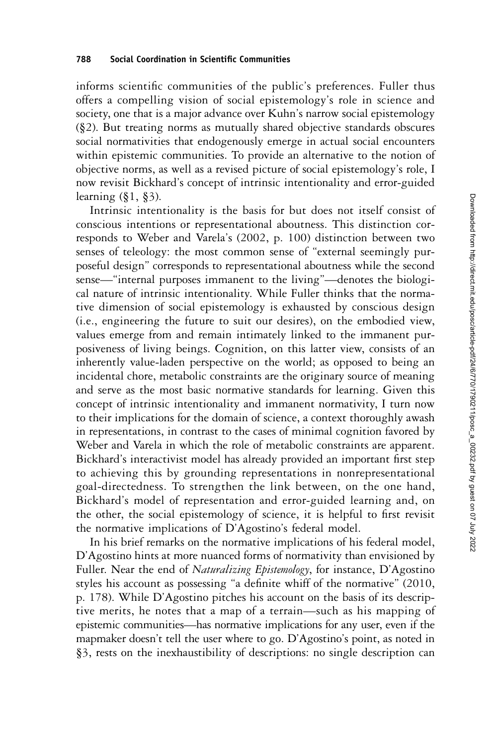informs scientific communities of the public's preferences. Fuller thus offers a compelling vision of social epistemology's role in science and society, one that is a major advance over Kuhn's narrow social epistemology (§2). But treating norms as mutually shared objective standards obscures social normativities that endogenously emerge in actual social encounters within epistemic communities. To provide an alternative to the notion of objective norms, as well as a revised picture of social epistemology's role, I now revisit Bickhard's concept of intrinsic intentionality and error-guided learning (§1, §3).

Intrinsic intentionality is the basis for but does not itself consist of conscious intentions or representational aboutness. This distinction corresponds to Weber and Varela's (2002, p. 100) distinction between two senses of teleology: the most common sense of "external seemingly purposeful design" corresponds to representational aboutness while the second sense—"internal purposes immanent to the living"—denotes the biological nature of intrinsic intentionality. While Fuller thinks that the normative dimension of social epistemology is exhausted by conscious design (i.e., engineering the future to suit our desires), on the embodied view, values emerge from and remain intimately linked to the immanent purposiveness of living beings. Cognition, on this latter view, consists of an inherently value-laden perspective on the world; as opposed to being an incidental chore, metabolic constraints are the originary source of meaning and serve as the most basic normative standards for learning. Given this concept of intrinsic intentionality and immanent normativity, I turn now to their implications for the domain of science, a context thoroughly awash in representations, in contrast to the cases of minimal cognition favored by Weber and Varela in which the role of metabolic constraints are apparent. Bickhard's interactivist model has already provided an important first step to achieving this by grounding representations in nonrepresentational goal-directedness. To strengthen the link between, on the one hand, Bickhard's model of representation and error-guided learning and, on the other, the social epistemology of science, it is helpful to first revisit the normative implications of D'Agostino's federal model.

In his brief remarks on the normative implications of his federal model, D'Agostino hints at more nuanced forms of normativity than envisioned by Fuller. Near the end of *Naturalizing Epistemology*, for instance, D'Agostino styles his account as possessing "a definite whiff of the normative" (2010, p. 178). While D'Agostino pitches his account on the basis of its descriptive merits, he notes that a map of a terrain—such as his mapping of epistemic communities—has normative implications for any user, even if the mapmaker doesn't tell the user where to go. D'Agostino's point, as noted in §3, rests on the inexhaustibility of descriptions: no single description can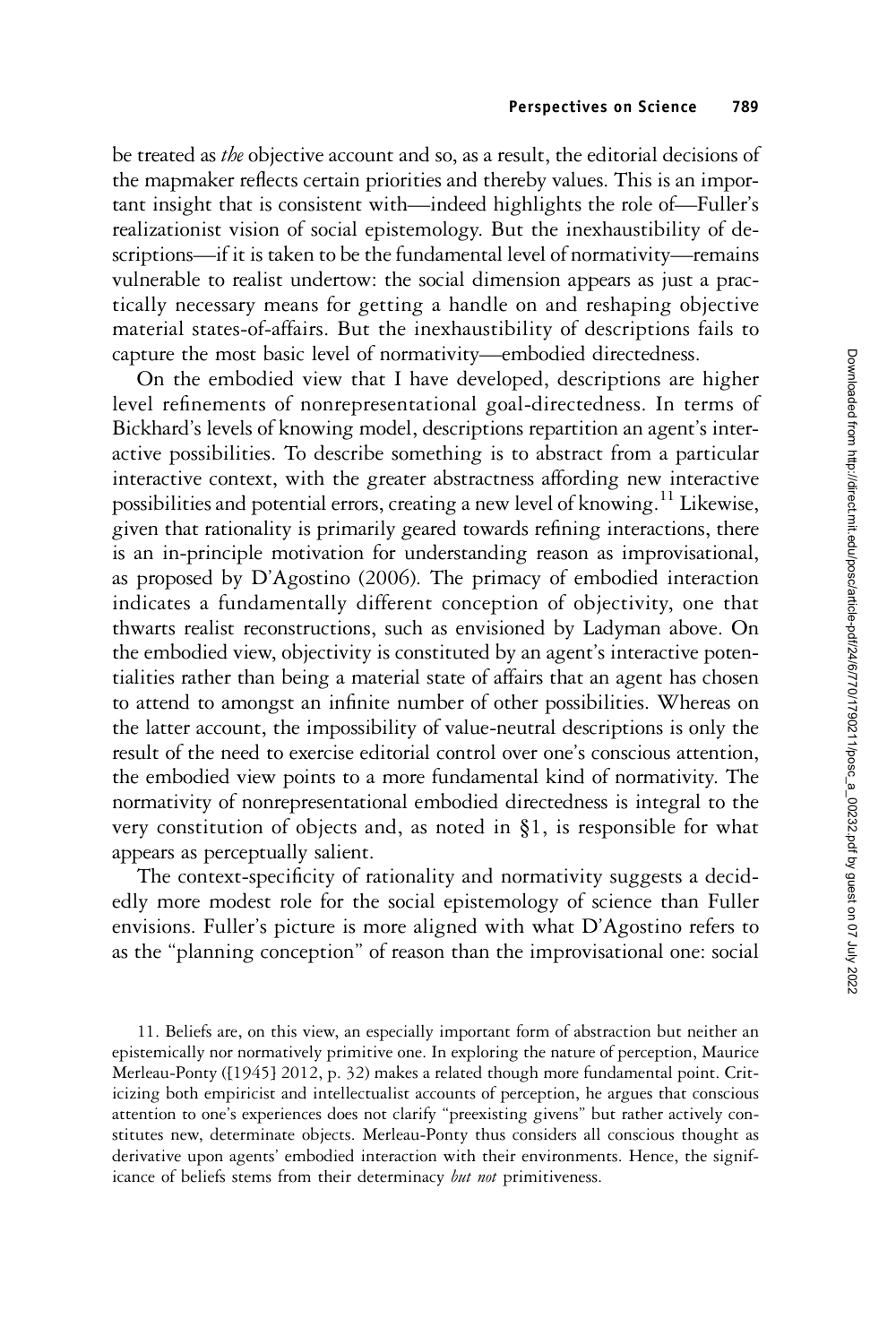be treated as *the* objective account and so, as a result, the editorial decisions of the mapmaker reflects certain priorities and thereby values. This is an important insight that is consistent with—indeed highlights the role of—Fuller's realizationist vision of social epistemology. But the inexhaustibility of descriptions—if it is taken to be the fundamental level of normativity—remains vulnerable to realist undertow: the social dimension appears as just a practically necessary means for getting a handle on and reshaping objective material states-of-affairs. But the inexhaustibility of descriptions fails to capture the most basic level of normativity—embodied directedness.

On the embodied view that I have developed, descriptions are higher level refinements of nonrepresentational goal-directedness. In terms of Bickhard's levels of knowing model, descriptions repartition an agent's interactive possibilities. To describe something is to abstract from a particular interactive context, with the greater abstractness affording new interactive possibilities and potential errors, creating a new level of knowing.[11] Likewise, given that rationality is primarily geared towards refining interactions, there is an in-principle motivation for understanding reason as improvisational, as proposed by D'Agostino (2006). The primacy of embodied interaction indicates a fundamentally different conception of objectivity, one that thwarts realist reconstructions, such as envisioned by Ladyman above. On the embodied view, objectivity is constituted by an agent's interactive potentialities rather than being a material state of affairs that an agent has chosen to attend to amongst an infinite number of other possibilities. Whereas on the latter account, the impossibility of value-neutral descriptions is only the result of the need to exercise editorial control over one's conscious attention, the embodied view points to a more fundamental kind of normativity. The normativity of nonrepresentational embodied directedness is integral to the very constitution of objects and, as noted in §1, is responsible for what appears as perceptually salient.

The context-specificity of rationality and normativity suggests a decidedly more modest role for the social epistemology of science than Fuller envisions. Fuller's picture is more aligned with what D'Agostino refers to as the "planning conception" of reason than the improvisational one: social

11. Beliefs are, on this view, an especially important form of abstraction but neither an epistemically nor normatively primitive one. In exploring the nature of perception, Maurice Merleau-Ponty ([1945] 2012, p. 32) makes a related though more fundamental point. Criticizing both empiricist and intellectualist accounts of perception, he argues that conscious attention to one's experiences does not clarify "preexisting givens" but rather actively constitutes new, determinate objects. Merleau-Ponty thus considers all conscious thought as derivative upon agents' embodied interaction with their environments. Hence, the significance of beliefs stems from their determinacy *but not* primitiveness.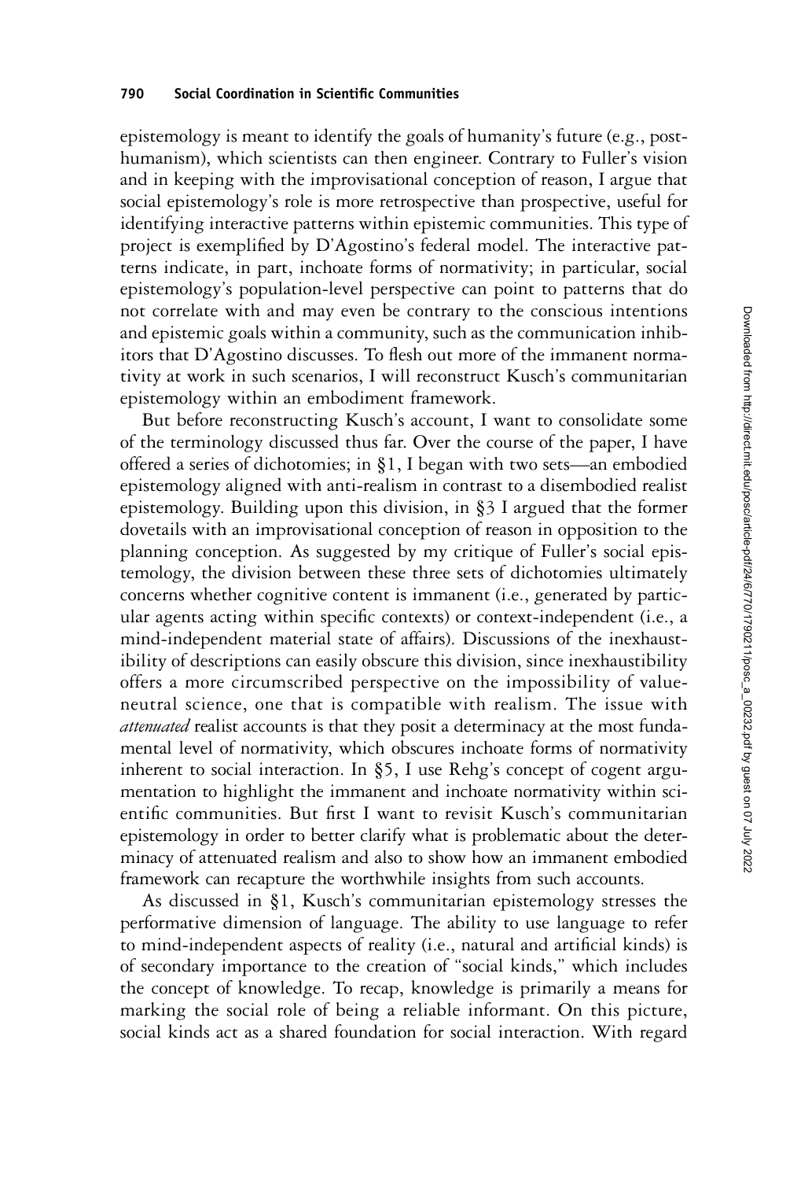epistemology is meant to identify the goals of humanity's future (e.g., post-humanism), which scientists can then engineer. Contrary to Fuller's vision and in keeping with the improvisational conception of reason, I argue that social epistemology's role is more retrospective than prospective, useful for identifying interactive patterns within epistemic communities. This type of project is exemplified by D'Agostino's federal model. The interactive patterns indicate, in part, inchoate forms of normativity; in particular, social epistemology's population-level perspective can point to patterns that do not correlate with and may even be contrary to the conscious intentions and epistemic goals within a community, such as the communication inhibitors that D'Agostino discusses. To flesh out more of the immanent normativity at work in such scenarios, I will reconstruct Kusch's communitarian epistemology within an embodiment framework.

But before reconstructing Kusch's account, I want to consolidate some of the terminology discussed thus far. Over the course of the paper, I have offered a series of dichotomies; in §1, I began with two sets—an embodied epistemology aligned with anti-realism in contrast to a disembodied realist epistemology. Building upon this division, in §3 I argued that the former dovetails with an improvisational conception of reason in opposition to the planning conception. As suggested by my critique of Fuller's social epistemology, the division between these three sets of dichotomies ultimately concerns whether cognitive content is immanent (i.e., generated by particular agents acting within specific contexts) or context-independent (i.e., a mind-independent material state of affairs). Discussions of the inexhaustibility of descriptions can easily obscure this division, since inexhaustibility offers a more circumscribed perspective on the impossibility of value-neutral science, one that is compatible with realism. The issue with *attenuated* realist accounts is that they posit a determinacy at the most fundamental level of normativity, which obscures inchoate forms of normativity inherent to social interaction. In §5, I use Rehg's concept of cogent argumentation to highlight the immanent and inchoate normativity within scientific communities. But first I want to revisit Kusch's communitarian epistemology in order to better clarify what is problematic about the determinacy of attenuated realism and also to show how an immanent embodied framework can recapture the worthwhile insights from such accounts.

As discussed in §1, Kusch's communitarian epistemology stresses the performative dimension of language. The ability to use language to refer to mind-independent aspects of reality (i.e., natural and artificial kinds) is of secondary importance to the creation of "social kinds," which includes the concept of knowledge. To recap, knowledge is primarily a means for marking the social role of being a reliable informant. On this picture, social kinds act as a shared foundation for social interaction. With regard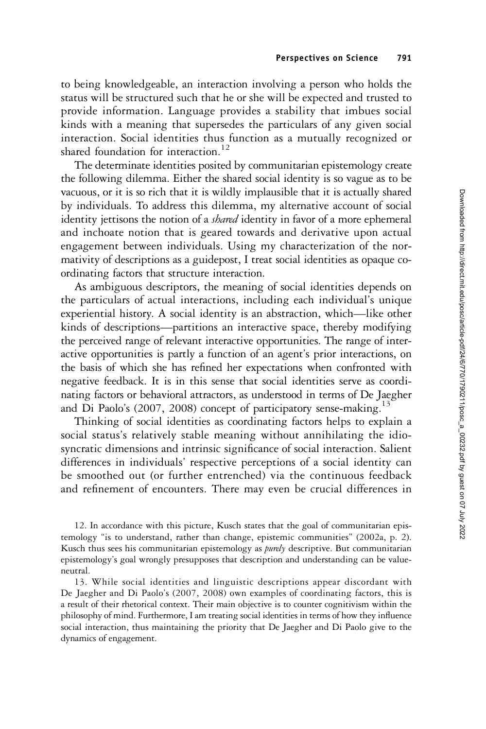to being knowledgeable, an interaction involving a person who holds the status will be structured such that he or she will be expected and trusted to provide information. Language provides a stability that imbues social kinds with a meaning that supersedes the particulars of any given social interaction. Social identities thus function as a mutually recognized or shared foundation for interaction.[12]

The determinate identities posited by communitarian epistemology create the following dilemma. Either the shared social identity is so vague as to be vacuous, or it is so rich that it is wildly implausible that it is actually shared by individuals. To address this dilemma, my alternative account of social identity jettisons the notion of a *shared* identity in favor of a more ephemeral and inchoate notion that is geared towards and derivative upon actual engagement between individuals. Using my characterization of the normativity of descriptions as a guidepost, I treat social identities as opaque coordinating factors that structure interaction.

As ambiguous descriptors, the meaning of social identities depends on the particulars of actual interactions, including each individual's unique experiential history. A social identity is an abstraction, which—like other kinds of descriptions—partitions an interactive space, thereby modifying the perceived range of relevant interactive opportunities. The range of interactive opportunities is partly a function of an agent's prior interactions, on the basis of which she has refined her expectations when confronted with negative feedback. It is in this sense that social identities serve as coordinating factors or behavioral attractors, as understood in terms of De Jaegher and Di Paolo's (2007, 2008) concept of participatory sense-making.[13]

Thinking of social identities as coordinating factors helps to explain a social status's relatively stable meaning without annihilating the idiosyncratic dimensions and intrinsic significance of social interaction. Salient differences in individuals' respective perceptions of a social identity can be smoothed out (or further entrenched) via the continuous feedback and refinement of encounters. There may even be crucial differences in

12. In accordance with this picture, Kusch states that the goal of communitarian epistemology "is to understand, rather than change, epistemic communities" (2002a, p. 2). Kusch thus sees his communitarian epistemology as *purely* descriptive. But communitarian epistemology's goal wrongly presupposes that description and understanding can be value-neutral.

13. While social identities and linguistic descriptions appear discordant with De Jaegher and Di Paolo's (2007, 2008) own examples of coordinating factors, this is a result of their rhetorical context. Their main objective is to counter cognitivism within the philosophy of mind. Furthermore, I am treating social identities in terms of how they influence social interaction, thus maintaining the priority that De Jaegher and Di Paolo give to the dynamics of engagement.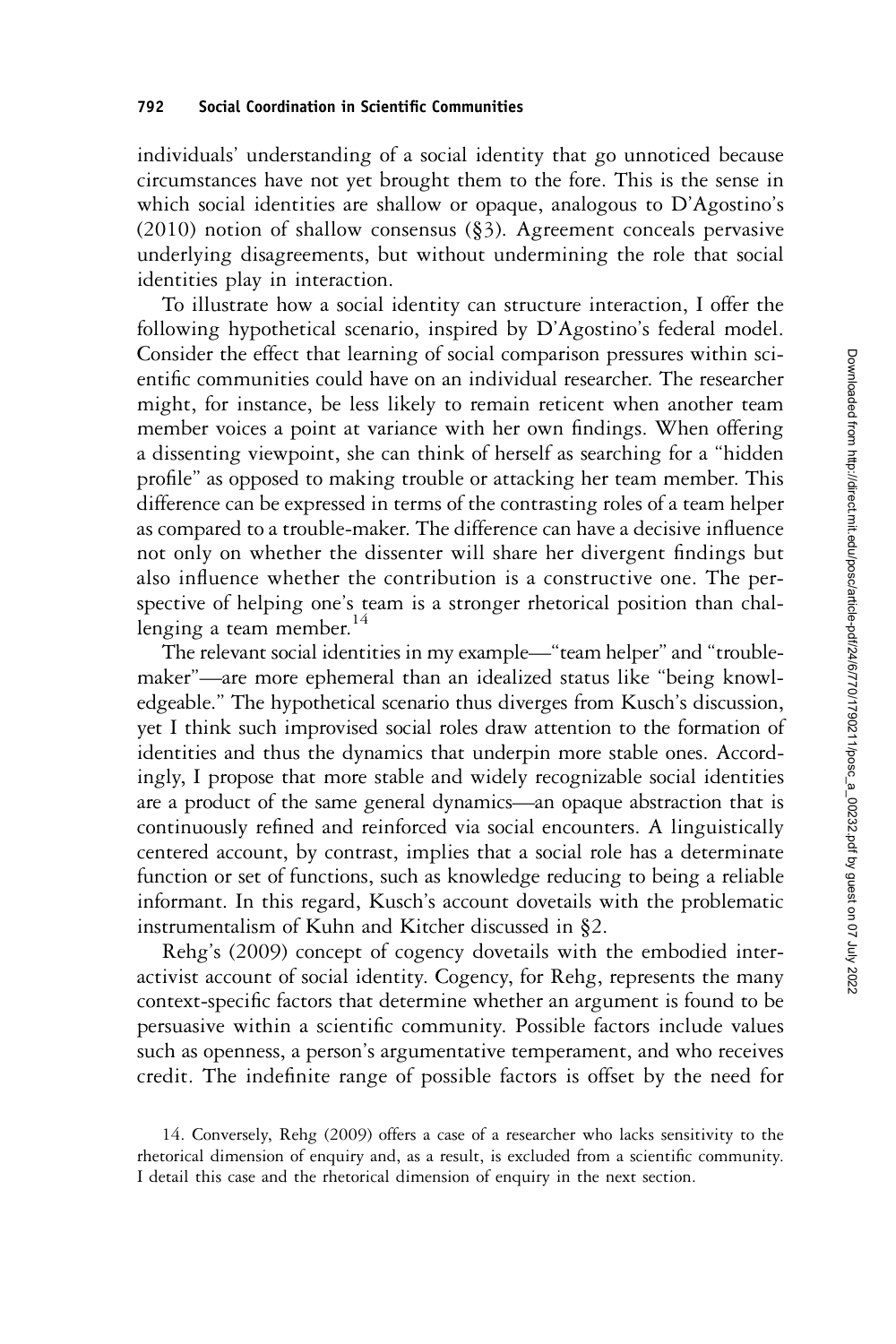individuals' understanding of a social identity that go unnoticed because circumstances have not yet brought them to the fore. This is the sense in which social identities are shallow or opaque, analogous to D'Agostino's (2010) notion of shallow consensus (§3). Agreement conceals pervasive underlying disagreements, but without undermining the role that social identities play in interaction.

To illustrate how a social identity can structure interaction, I offer the following hypothetical scenario, inspired by D'Agostino's federal model. Consider the effect that learning of social comparison pressures within scientific communities could have on an individual researcher. The researcher might, for instance, be less likely to remain reticent when another team member voices a point at variance with her own findings. When offering a dissenting viewpoint, she can think of herself as searching for a "hidden profile" as opposed to making trouble or attacking her team member. This difference can be expressed in terms of the contrasting roles of a team helper as compared to a trouble-maker. The difference can have a decisive influence not only on whether the dissenter will share her divergent findings but also influence whether the contribution is a constructive one. The perspective of helping one's team is a stronger rhetorical position than challenging a team member.[14]

The relevant social identities in my example—"team helper" and "trouble-maker"—are more ephemeral than an idealized status like "being knowledgeable." The hypothetical scenario thus diverges from Kusch's discussion, yet I think such improvised social roles draw attention to the formation of identities and thus the dynamics that underpin more stable ones. Accordingly, I propose that more stable and widely recognizable social identities are a product of the same general dynamics—an opaque abstraction that is continuously refined and reinforced via social encounters. A linguistically centered account, by contrast, implies that a social role has a determinate function or set of functions, such as knowledge reducing to being a reliable informant. In this regard, Kusch's account dovetails with the problematic instrumentalism of Kuhn and Kitcher discussed in §2.

Rehg's (2009) concept of cogency dovetails with the embodied interactivist account of social identity. Cogency, for Rehg, represents the many context-specific factors that determine whether an argument is found to be persuasive within a scientific community. Possible factors include values such as openness, a person's argumentative temperament, and who receives credit. The indefinite range of possible factors is offset by the need for

14. Conversely, Rehg (2009) offers a case of a researcher who lacks sensitivity to the rhetorical dimension of enquiry and, as a result, is excluded from a scientific community. I detail this case and the rhetorical dimension of enquiry in the next section.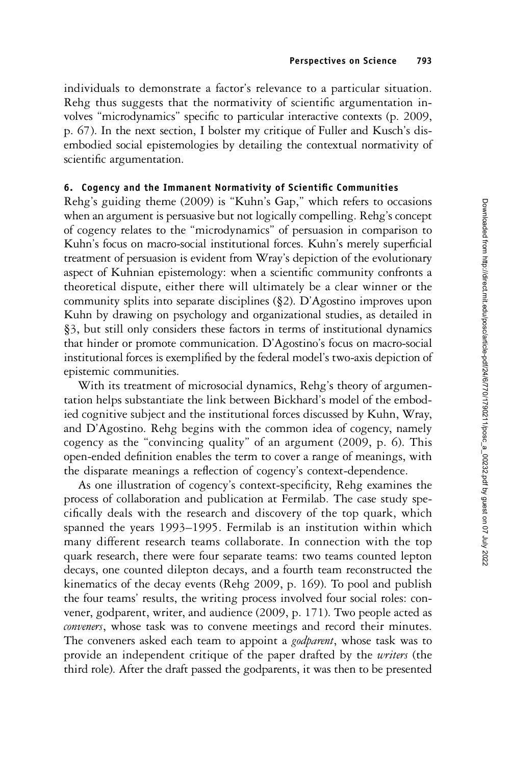individuals to demonstrate a factor's relevance to a particular situation. Rehg thus suggests that the normativity of scientific argumentation involves "microdynamics" specific to particular interactive contexts (p. 2009, p. 67). In the next section, I bolster my critique of Fuller and Kusch's disembodied social epistemologies by detailing the contextual normativity of scientific argumentation.

## 6. Cogency and the Immanent Normativity of Scientific Communities

Rehg's guiding theme (2009) is "Kuhn's Gap," which refers to occasions when an argument is persuasive but not logically compelling. Rehg's concept of cogency relates to the "microdynamics" of persuasion in comparison to Kuhn's focus on macro-social institutional forces. Kuhn's merely superficial treatment of persuasion is evident from Wray's depiction of the evolutionary aspect of Kuhnian epistemology: when a scientific community confronts a theoretical dispute, either there will ultimately be a clear winner or the community splits into separate disciplines (§2). D'Agostino improves upon Kuhn by drawing on psychology and organizational studies, as detailed in §3, but still only considers these factors in terms of institutional dynamics that hinder or promote communication. D'Agostino's focus on macro-social institutional forces is exemplified by the federal model's two-axis depiction of epistemic communities.

With its treatment of microsocial dynamics, Rehg's theory of argumentation helps substantiate the link between Bickhard's model of the embodied cognitive subject and the institutional forces discussed by Kuhn, Wray, and D'Agostino. Rehg begins with the common idea of cogency, namely cogency as the "convincing quality" of an argument (2009, p. 6). This open-ended definition enables the term to cover a range of meanings, with the disparate meanings a reflection of cogency's context-dependence.

As one illustration of cogency's context-specificity, Rehg examines the process of collaboration and publication at Fermilab. The case study specifically deals with the research and discovery of the top quark, which spanned the years 1993–1995. Fermilab is an institution within which many different research teams collaborate. In connection with the top quark research, there were four separate teams: two teams counted lepton decays, one counted dilepton decays, and a fourth team reconstructed the kinematics of the decay events (Rehg 2009, p. 169). To pool and publish the four teams' results, the writing process involved four social roles: convener, godparent, writer, and audience (2009, p. 171). Two people acted as *conveners*, whose task was to convene meetings and record their minutes. The conveners asked each team to appoint a *godparent*, whose task was to provide an independent critique of the paper drafted by the *writers* (the third role). After the draft passed the godparents, it was then to be presented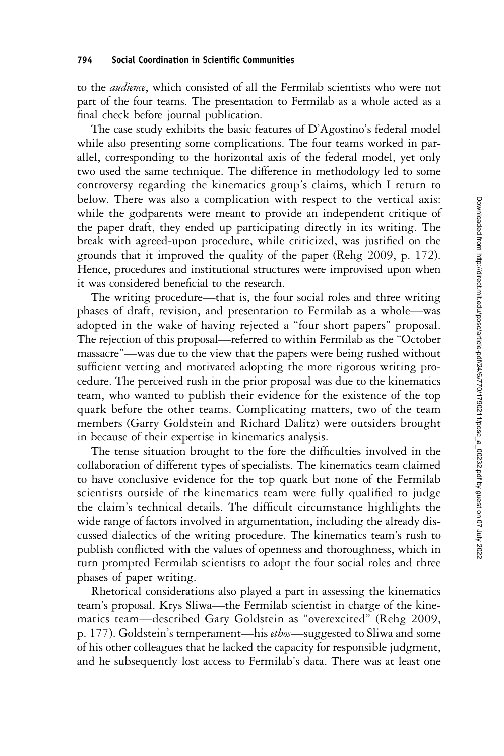to the *audience*, which consisted of all the Fermilab scientists who were not part of the four teams. The presentation to Fermilab as a whole acted as a final check before journal publication.

The case study exhibits the basic features of D'Agostino's federal model while also presenting some complications. The four teams worked in parallel, corresponding to the horizontal axis of the federal model, yet only two used the same technique. The difference in methodology led to some controversy regarding the kinematics group's claims, which I return to below. There was also a complication with respect to the vertical axis: while the godparents were meant to provide an independent critique of the paper draft, they ended up participating directly in its writing. The break with agreed-upon procedure, while criticized, was justified on the grounds that it improved the quality of the paper (Rehg 2009, p. 172). Hence, procedures and institutional structures were improvised upon when it was considered beneficial to the research.

The writing procedure—that is, the four social roles and three writing phases of draft, revision, and presentation to Fermilab as a whole—was adopted in the wake of having rejected a "four short papers" proposal. The rejection of this proposal—referred to within Fermilab as the "October massacre"—was due to the view that the papers were being rushed without sufficient vetting and motivated adopting the more rigorous writing procedure. The perceived rush in the prior proposal was due to the kinematics team, who wanted to publish their evidence for the existence of the top quark before the other teams. Complicating matters, two of the team members (Garry Goldstein and Richard Dalitz) were outsiders brought in because of their expertise in kinematics analysis.

The tense situation brought to the fore the difficulties involved in the collaboration of different types of specialists. The kinematics team claimed to have conclusive evidence for the top quark but none of the Fermilab scientists outside of the kinematics team were fully qualified to judge the claim's technical details. The difficult circumstance highlights the wide range of factors involved in argumentation, including the already discussed dialectics of the writing procedure. The kinematics team's rush to publish conflicted with the values of openness and thoroughness, which in turn prompted Fermilab scientists to adopt the four social roles and three phases of paper writing.

Rhetorical considerations also played a part in assessing the kinematics team's proposal. Krys Sliwa—the Fermilab scientist in charge of the kinematics team—described Gary Goldstein as "overexcited" (Rehg 2009, p. 177). Goldstein's temperament—his *ethos*—suggested to Sliwa and some of his other colleagues that he lacked the capacity for responsible judgment, and he subsequently lost access to Fermilab's data. There was at least one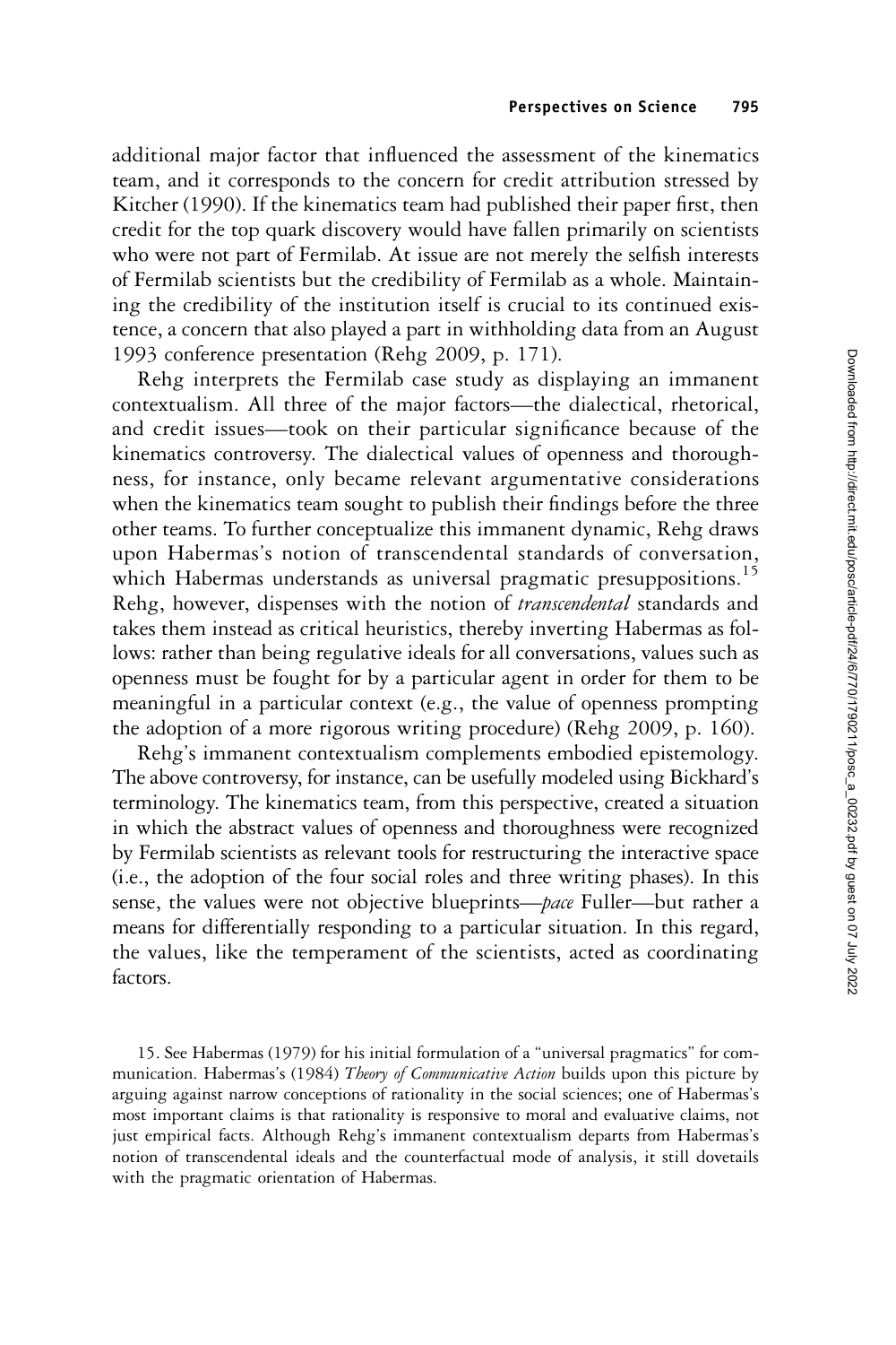additional major factor that influenced the assessment of the kinematics team, and it corresponds to the concern for credit attribution stressed by Kitcher (1990). If the kinematics team had published their paper first, then credit for the top quark discovery would have fallen primarily on scientists who were not part of Fermilab. At issue are not merely the selfish interests of Fermilab scientists but the credibility of Fermilab as a whole. Maintaining the credibility of the institution itself is crucial to its continued existence, a concern that also played a part in withholding data from an August 1993 conference presentation (Rehg 2009, p. 171).

Rehg interprets the Fermilab case study as displaying an immanent contextualism. All three of the major factors—the dialectical, rhetorical, and credit issues—took on their particular significance because of the kinematics controversy. The dialectical values of openness and thoroughness, for instance, only became relevant argumentative considerations when the kinematics team sought to publish their findings before the three other teams. To further conceptualize this immanent dynamic, Rehg draws upon Habermas's notion of transcendental standards of conversation, which Habermas understands as universal pragmatic presuppositions.[15] Rehg, however, dispenses with the notion of *transcendental* standards and takes them instead as critical heuristics, thereby inverting Habermas as follows: rather than being regulative ideals for all conversations, values such as openness must be fought for by a particular agent in order for them to be meaningful in a particular context (e.g., the value of openness prompting the adoption of a more rigorous writing procedure) (Rehg 2009, p. 160).

Rehg's immanent contextualism complements embodied epistemology. The above controversy, for instance, can be usefully modeled using Bickhard's terminology. The kinematics team, from this perspective, created a situation in which the abstract values of openness and thoroughness were recognized by Fermilab scientists as relevant tools for restructuring the interactive space (i.e., the adoption of the four social roles and three writing phases). In this sense, the values were not objective blueprints—*pace* Fuller—but rather a means for differentially responding to a particular situation. In this regard, the values, like the temperament of the scientists, acted as coordinating factors.

15. See Habermas (1979) for his initial formulation of a "universal pragmatics" for communication. Habermas's (1984) *Theory of Communicative Action* builds upon this picture by arguing against narrow conceptions of rationality in the social sciences; one of Habermas's most important claims is that rationality is responsive to moral and evaluative claims, not just empirical facts. Although Rehg's immanent contextualism departs from Habermas's notion of transcendental ideals and the counterfactual mode of analysis, it still dovetails with the pragmatic orientation of Habermas.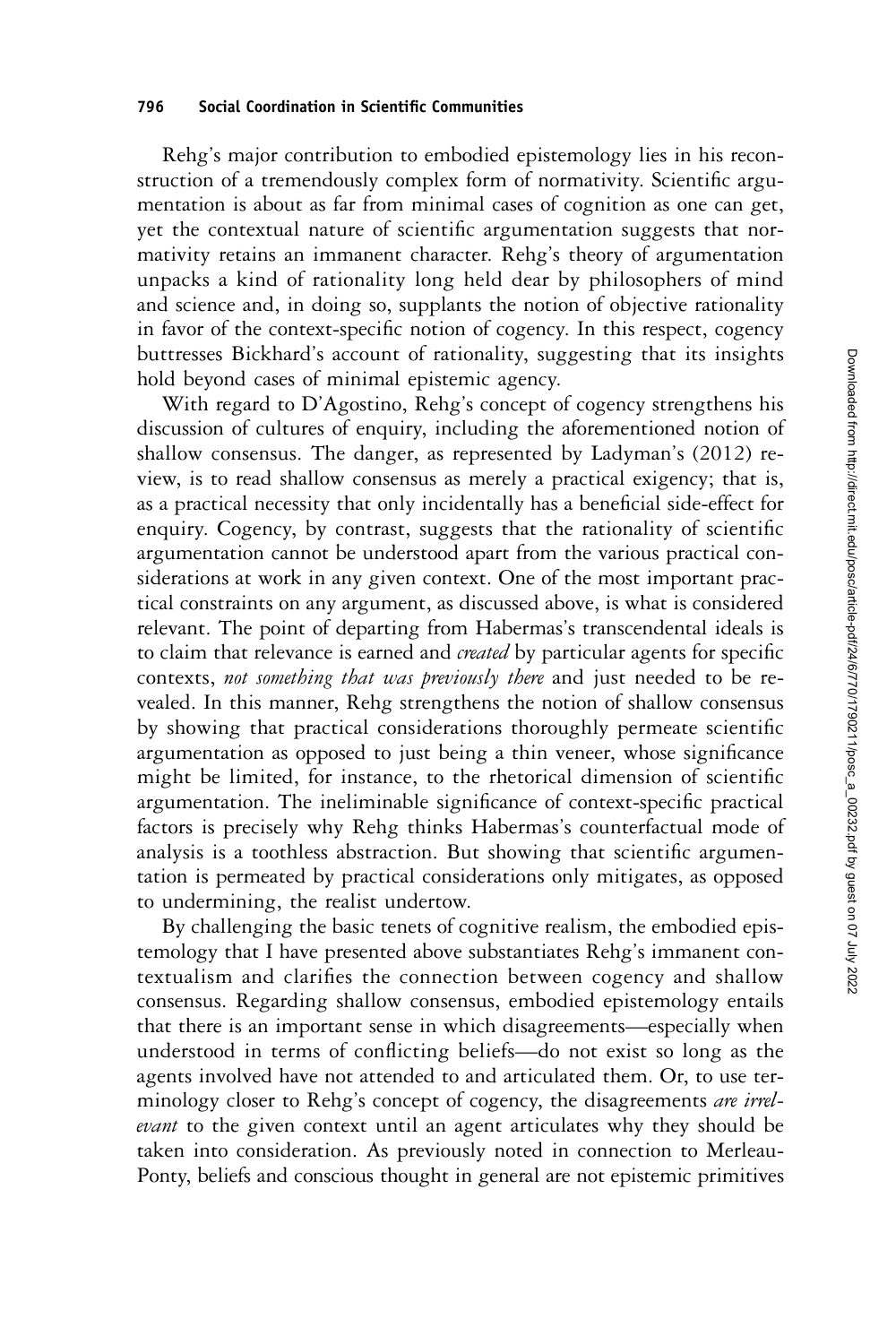Rehg's major contribution to embodied epistemology lies in his reconstruction of a tremendously complex form of normativity. Scientific argumentation is about as far from minimal cases of cognition as one can get, yet the contextual nature of scientific argumentation suggests that normativity retains an immanent character. Rehg's theory of argumentation unpacks a kind of rationality long held dear by philosophers of mind and science and, in doing so, supplants the notion of objective rationality in favor of the context-specific notion of cogency. In this respect, cogency buttresses Bickhard's account of rationality, suggesting that its insights hold beyond cases of minimal epistemic agency.

With regard to D'Agostino, Rehg's concept of cogency strengthens his discussion of cultures of enquiry, including the aforementioned notion of shallow consensus. The danger, as represented by Ladyman's (2012) review, is to read shallow consensus as merely a practical exigency; that is, as a practical necessity that only incidentally has a beneficial side-effect for enquiry. Cogency, by contrast, suggests that the rationality of scientific argumentation cannot be understood apart from the various practical considerations at work in any given context. One of the most important practical constraints on any argument, as discussed above, is what is considered relevant. The point of departing from Habermas's transcendental ideals is to claim that relevance is earned and *created* by particular agents for specific contexts, *not something that was previously there* and just needed to be revealed. In this manner, Rehg strengthens the notion of shallow consensus by showing that practical considerations thoroughly permeate scientific argumentation as opposed to just being a thin veneer, whose significance might be limited, for instance, to the rhetorical dimension of scientific argumentation. The ineliminable significance of context-specific practical factors is precisely why Rehg thinks Habermas's counterfactual mode of analysis is a toothless abstraction. But showing that scientific argumentation is permeated by practical considerations only mitigates, as opposed to undermining, the realist undertow.

By challenging the basic tenets of cognitive realism, the embodied epistemology that I have presented above substantiates Rehg's immanent contextualism and clarifies the connection between cogency and shallow consensus. Regarding shallow consensus, embodied epistemology entails that there is an important sense in which disagreements—especially when understood in terms of conflicting beliefs—do not exist so long as the agents involved have not attended to and articulated them. Or, to use terminology closer to Rehg's concept of cogency, the disagreements *are irrelevant* to the given context until an agent articulates why they should be taken into consideration. As previously noted in connection to Merleau-Ponty, beliefs and conscious thought in general are not epistemic primitives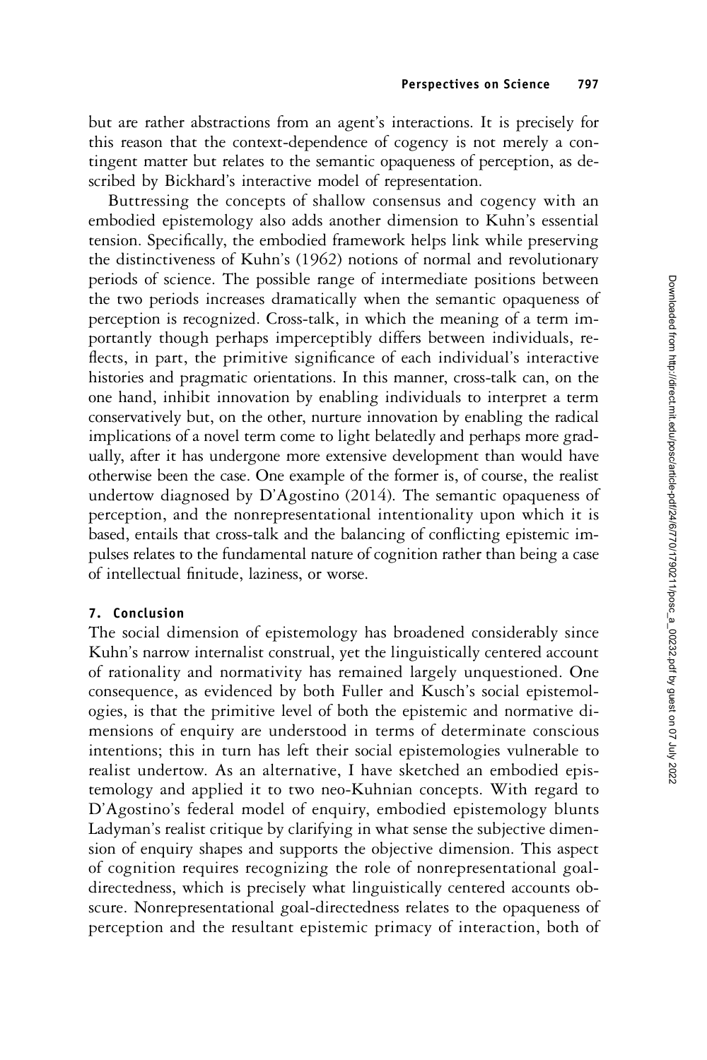but are rather abstractions from an agent's interactions. It is precisely for this reason that the context-dependence of cogency is not merely a contingent matter but relates to the semantic opaqueness of perception, as described by Bickhard's interactive model of representation.

Buttressing the concepts of shallow consensus and cogency with an embodied epistemology also adds another dimension to Kuhn's essential tension. Specifically, the embodied framework helps link while preserving the distinctiveness of Kuhn's (1962) notions of normal and revolutionary periods of science. The possible range of intermediate positions between the two periods increases dramatically when the semantic opaqueness of perception is recognized. Cross-talk, in which the meaning of a term importantly though perhaps imperceptibly differs between individuals, reflects, in part, the primitive significance of each individual's interactive histories and pragmatic orientations. In this manner, cross-talk can, on the one hand, inhibit innovation by enabling individuals to interpret a term conservatively but, on the other, nurture innovation by enabling the radical implications of a novel term come to light belatedly and perhaps more gradually, after it has undergone more extensive development than would have otherwise been the case. One example of the former is, of course, the realist undertow diagnosed by D'Agostino (2014). The semantic opaqueness of perception, and the nonrepresentational intentionality upon which it is based, entails that cross-talk and the balancing of conflicting epistemic impulses relates to the fundamental nature of cognition rather than being a case of intellectual finitude, laziness, or worse.

## 7. Conclusion

The social dimension of epistemology has broadened considerably since Kuhn's narrow internalist construal, yet the linguistically centered account of rationality and normativity has remained largely unquestioned. One consequence, as evidenced by both Fuller and Kusch's social epistemologies, is that the primitive level of both the epistemic and normative dimensions of enquiry are understood in terms of determinate conscious intentions; this in turn has left their social epistemologies vulnerable to realist undertow. As an alternative, I have sketched an embodied epistemology and applied it to two neo-Kuhnian concepts. With regard to D'Agostino's federal model of enquiry, embodied epistemology blunts Ladyman's realist critique by clarifying in what sense the subjective dimension of enquiry shapes and supports the objective dimension. This aspect of cognition requires recognizing the role of nonrepresentational goal-directedness, which is precisely what linguistically centered accounts obscure. Nonrepresentational goal-directedness relates to the opaqueness of perception and the resultant epistemic primacy of interaction, both of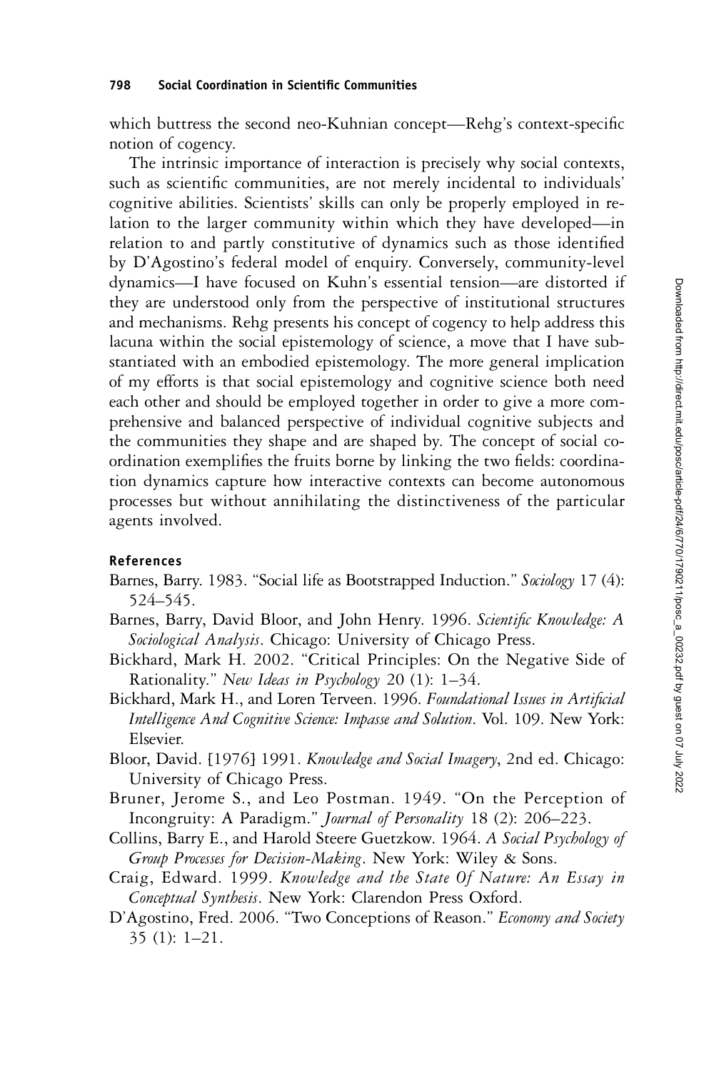which buttress the second neo-Kuhnian concept—Rehg's context-specific notion of cogency.

The intrinsic importance of interaction is precisely why social contexts, such as scientific communities, are not merely incidental to individuals' cognitive abilities. Scientists' skills can only be properly employed in relation to the larger community within which they have developed—in relation to and partly constitutive of dynamics such as those identified by D'Agostino's federal model of enquiry. Conversely, community-level dynamics—I have focused on Kuhn's essential tension—are distorted if they are understood only from the perspective of institutional structures and mechanisms. Rehg presents his concept of cogency to help address this lacuna within the social epistemology of science, a move that I have substantiated with an embodied epistemology. The more general implication of my efforts is that social epistemology and cognitive science both need each other and should be employed together in order to give a more comprehensive and balanced perspective of individual cognitive subjects and the communities they shape and are shaped by. The concept of social coordination exemplifies the fruits borne by linking the two fields: coordination dynamics capture how interactive contexts can become autonomous processes but without annihilating the distinctiveness of the particular agents involved.

## References

Barnes, Barry. 1983. "Social life as Bootstrapped Induction." *Sociology* 17 (4): 524–545.

Barnes, Barry, David Bloor, and John Henry. 1996. *Scientific Knowledge: A Sociological Analysis*. Chicago: University of Chicago Press.

Bickhard, Mark H. 2002. "Critical Principles: On the Negative Side of Rationality." *New Ideas in Psychology* 20 (1): 1–34.

Bickhard, Mark H., and Loren Terveen. 1996. *Foundational Issues in Artificial Intelligence And Cognitive Science: Impasse and Solution*. Vol. 109. New York: Elsevier.

Bloor, David. [1976] 1991. *Knowledge and Social Imagery*, 2nd ed. Chicago: University of Chicago Press.

Bruner, Jerome S., and Leo Postman. 1949. "On the Perception of Incongruity: A Paradigm." *Journal of Personality* 18 (2): 206–223.

Collins, Barry E., and Harold Steere Guetzkow. 1964. *A Social Psychology of Group Processes for Decision-Making*. New York: Wiley & Sons.

Craig, Edward. 1999. *Knowledge and the State Of Nature: An Essay in Conceptual Synthesis*. New York: Clarendon Press Oxford.

D'Agostino, Fred. 2006. "Two Conceptions of Reason." *Economy and Society* 35 (1): 1–21.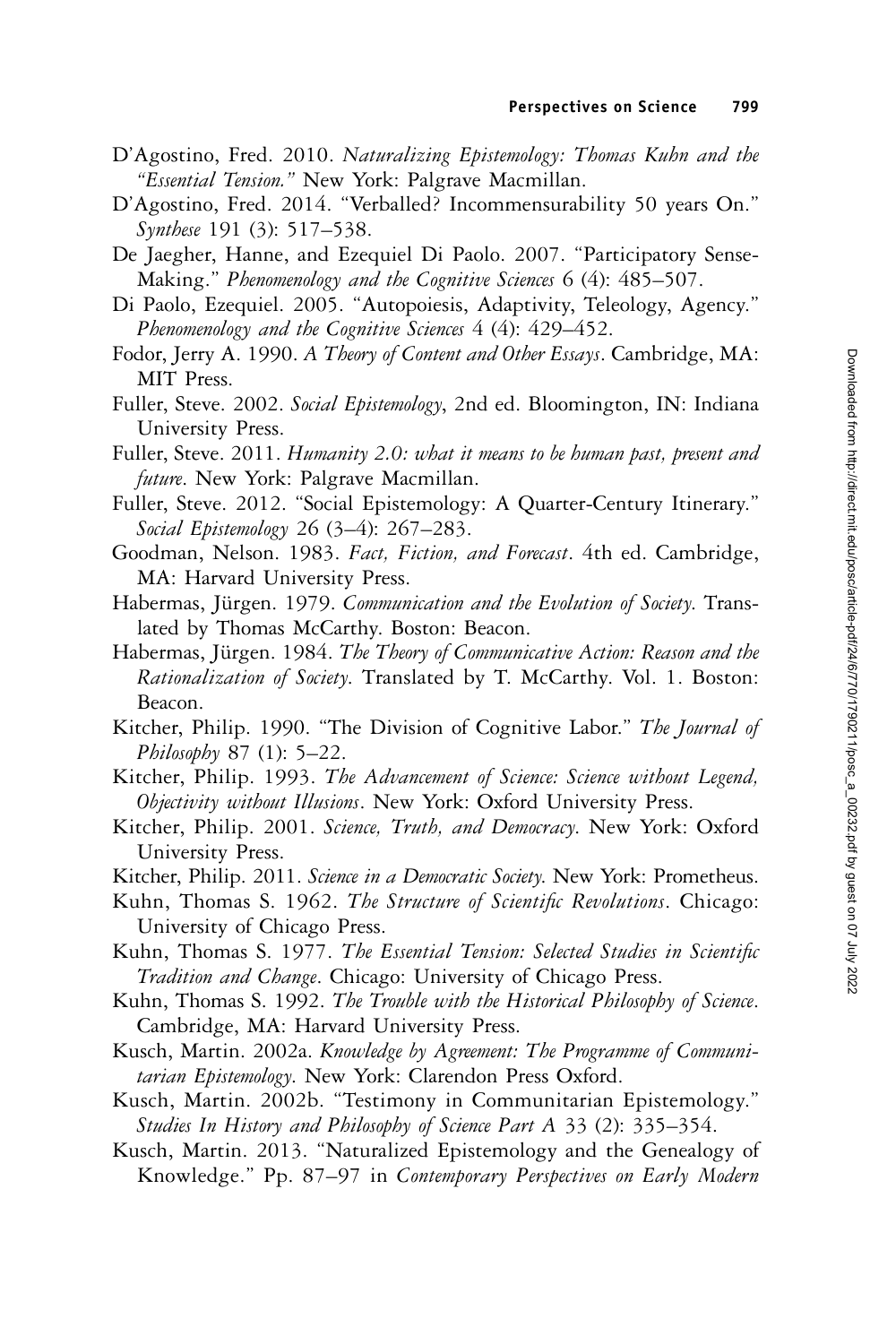D'Agostino, Fred. 2010. *Naturalizing Epistemology: Thomas Kuhn and the "Essential Tension."* New York: Palgrave Macmillan.

D'Agostino, Fred. 2014. "Verballed? Incommensurability 50 years On." *Synthese* 191 (3): 517–538.

De Jaegher, Hanne, and Ezequiel Di Paolo. 2007. "Participatory Sense-Making." *Phenomenology and the Cognitive Sciences* 6 (4): 485–507.

Di Paolo, Ezequiel. 2005. "Autopoiesis, Adaptivity, Teleology, Agency." *Phenomenology and the Cognitive Sciences* 4 (4): 429–452.

Fodor, Jerry A. 1990. *A Theory of Content and Other Essays*. Cambridge, MA: MIT Press.

Fuller, Steve. 2002. *Social Epistemology*, 2nd ed. Bloomington, IN: Indiana University Press.

Fuller, Steve. 2011. *Humanity 2.0: what it means to be human past, present and future*. New York: Palgrave Macmillan.

Fuller, Steve. 2012. "Social Epistemology: A Quarter-Century Itinerary." *Social Epistemology* 26 (3–4): 267–283.

Goodman, Nelson. 1983. *Fact, Fiction, and Forecast*. 4th ed. Cambridge, MA: Harvard University Press.

Habermas, Jürgen. 1979. *Communication and the Evolution of Society*. Translated by Thomas McCarthy. Boston: Beacon.

Habermas, Jürgen. 1984. *The Theory of Communicative Action: Reason and the Rationalization of Society*. Translated by T. McCarthy. Vol. 1. Boston: Beacon.

Kitcher, Philip. 1990. "The Division of Cognitive Labor." *The Journal of Philosophy* 87 (1): 5–22.

Kitcher, Philip. 1993. *The Advancement of Science: Science without Legend, Objectivity without Illusions*. New York: Oxford University Press.

Kitcher, Philip. 2001. *Science, Truth, and Democracy*. New York: Oxford University Press.

Kitcher, Philip. 2011. *Science in a Democratic Society*. New York: Prometheus.

Kuhn, Thomas S. 1962. *The Structure of Scientific Revolutions*. Chicago: University of Chicago Press.

Kuhn, Thomas S. 1977. *The Essential Tension: Selected Studies in Scientific Tradition and Change*. Chicago: University of Chicago Press.

Kuhn, Thomas S. 1992. *The Trouble with the Historical Philosophy of Science*. Cambridge, MA: Harvard University Press.

Kusch, Martin. 2002a. *Knowledge by Agreement: The Programme of Communitarian Epistemology*. New York: Clarendon Press Oxford.

Kusch, Martin. 2002b. "Testimony in Communitarian Epistemology." *Studies In History and Philosophy of Science Part A* 33 (2): 335–354.

Kusch, Martin. 2013. "Naturalized Epistemology and the Genealogy of Knowledge." Pp. 87–97 in *Contemporary Perspectives on Early Modern*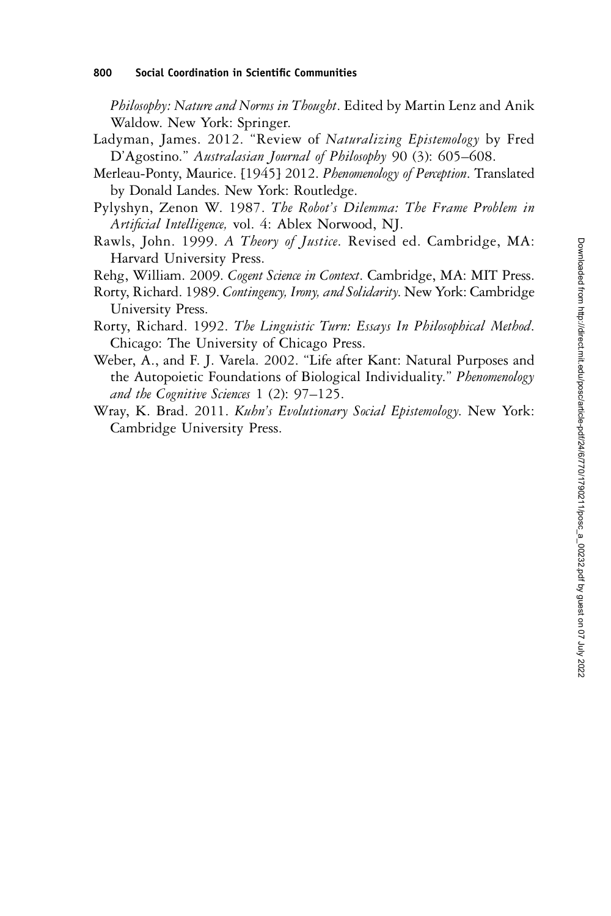*Philosophy: Nature and Norms in Thought*. Edited by Martin Lenz and Anik Waldow. New York: Springer.

Ladyman, James. 2012. "Review of *Naturalizing Epistemology* by Fred D'Agostino." *Australasian Journal of Philosophy* 90 (3): 605–608.

Merleau-Ponty, Maurice. [1945] 2012. *Phenomenology of Perception*. Translated by Donald Landes. New York: Routledge.

Pylyshyn, Zenon W. 1987. *The Robot's Dilemma: The Frame Problem in Artificial Intelligence,* vol. 4: Ablex Norwood, NJ.

Rawls, John. 1999. *A Theory of Justice*. Revised ed. Cambridge, MA: Harvard University Press.

Rehg, William. 2009. *Cogent Science in Context*. Cambridge, MA: MIT Press.

Rorty, Richard. 1989. *Contingency, Irony, and Solidarity*. New York: Cambridge University Press.

Rorty, Richard. 1992. *The Linguistic Turn: Essays In Philosophical Method*. Chicago: The University of Chicago Press.

Weber, A., and F. J. Varela. 2002. "Life after Kant: Natural Purposes and the Autopoietic Foundations of Biological Individuality." *Phenomenology and the Cognitive Sciences* 1 (2): 97–125.

Wray, K. Brad. 2011. *Kuhn's Evolutionary Social Epistemology*. New York: Cambridge University Press.